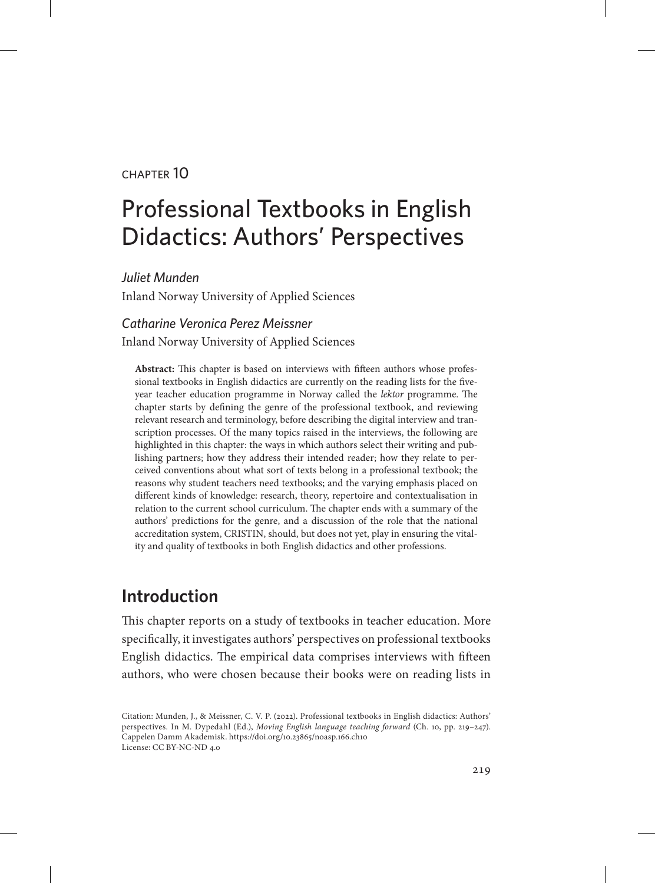CHAPTER 10

# Professional Textbooks in English Didactics: Authors' Perspectives

*Juliet Munden*

Inland Norway University of Applied Sciences

*Catharine Veronica Perez Meissner*

Inland Norway University of Applied Sciences

**Abstract:** This chapter is based on interviews with fifteen authors whose professional textbooks in English didactics are currently on the reading lists for the five-year teacher education programme in Norway called the *lektor* programme. The chapter starts by defining the genre of the professional textbook, and reviewing relevant research and terminology, before describing the digital interview and transcription processes. Of the many topics raised in the interviews, the following are highlighted in this chapter: the ways in which authors select their writing and publishing partners; how they address their intended reader; how they relate to perceived conventions about what sort of texts belong in a professional textbook; the reasons why student teachers need textbooks; and the varying emphasis placed on different kinds of knowledge: research, theory, repertoire and contextualisation in relation to the current school curriculum. The chapter ends with a summary of the authors' predictions for the genre, and a discussion of the role that the national accreditation system, CRISTIN, should, but does not yet, play in ensuring the vitality and quality of textbooks in both English didactics and other professions.

## Introduction

This chapter reports on a study of textbooks in teacher education. More specifically, it investigates authors' perspectives on professional textbooks English didactics. The empirical data comprises interviews with fifteen authors, who were chosen because their books were on reading lists in

Citation: Munden, J., & Meissner, C. V. P. (2022). Professional textbooks in English didactics: Authors' perspectives. In M. Dypedahl (Ed.), *Moving English language teaching forward* (Ch. 10, pp. 219–247). Cappelen Damm Akademisk. https://doi.org/10.23865/noasp.166.ch10
License: CC BY-NC-ND 4.0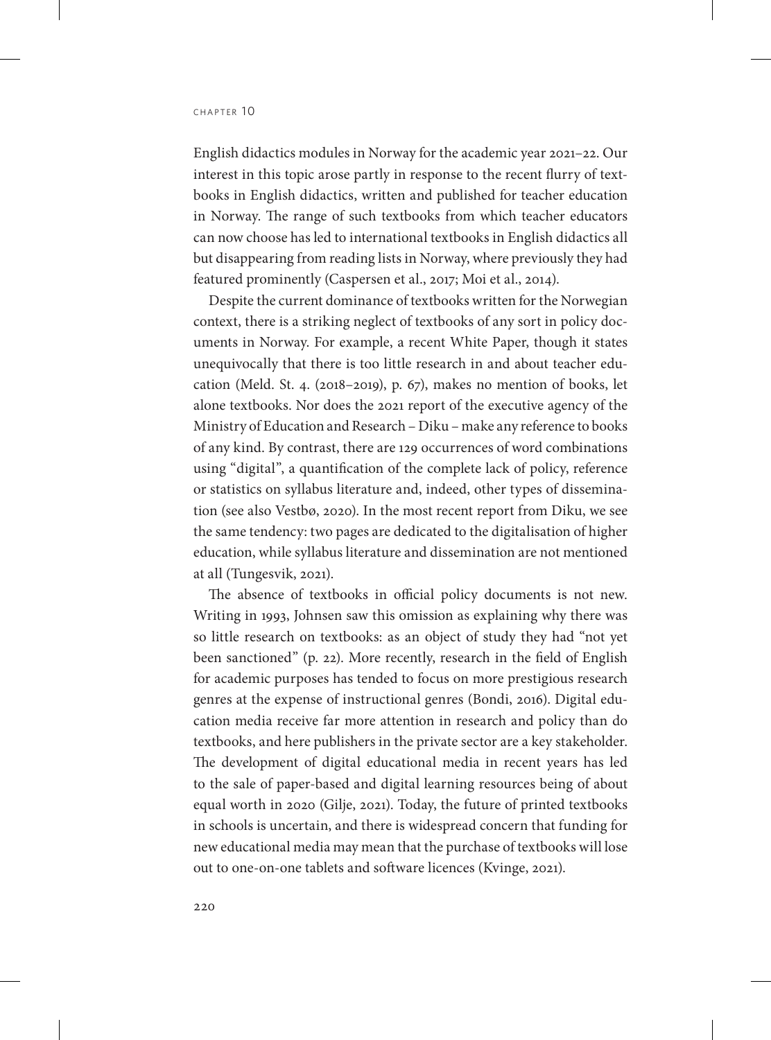English didactics modules in Norway for the academic year 2021–22. Our interest in this topic arose partly in response to the recent flurry of textbooks in English didactics, written and published for teacher education in Norway. The range of such textbooks from which teacher educators can now choose has led to international textbooks in English didactics all but disappearing from reading lists in Norway, where previously they had featured prominently (Caspersen et al., 2017; Moi et al., 2014).

Despite the current dominance of textbooks written for the Norwegian context, there is a striking neglect of textbooks of any sort in policy documents in Norway. For example, a recent White Paper, though it states unequivocally that there is too little research in and about teacher education (Meld. St. 4. (2018–2019), p. 67), makes no mention of books, let alone textbooks. Nor does the 2021 report of the executive agency of the Ministry of Education and Research – Diku – make any reference to books of any kind. By contrast, there are 129 occurrences of word combinations using "digital", a quantification of the complete lack of policy, reference or statistics on syllabus literature and, indeed, other types of dissemination (see also Vestbø, 2020). In the most recent report from Diku, we see the same tendency: two pages are dedicated to the digitalisation of higher education, while syllabus literature and dissemination are not mentioned at all (Tungesvik, 2021).

The absence of textbooks in official policy documents is not new. Writing in 1993, Johnsen saw this omission as explaining why there was so little research on textbooks: as an object of study they had "not yet been sanctioned" (p. 22). More recently, research in the field of English for academic purposes has tended to focus on more prestigious research genres at the expense of instructional genres (Bondi, 2016). Digital education media receive far more attention in research and policy than do textbooks, and here publishers in the private sector are a key stakeholder. The development of digital educational media in recent years has led to the sale of paper-based and digital learning resources being of about equal worth in 2020 (Gilje, 2021). Today, the future of printed textbooks in schools is uncertain, and there is widespread concern that funding for new educational media may mean that the purchase of textbooks will lose out to one-on-one tablets and software licences (Kvinge, 2021).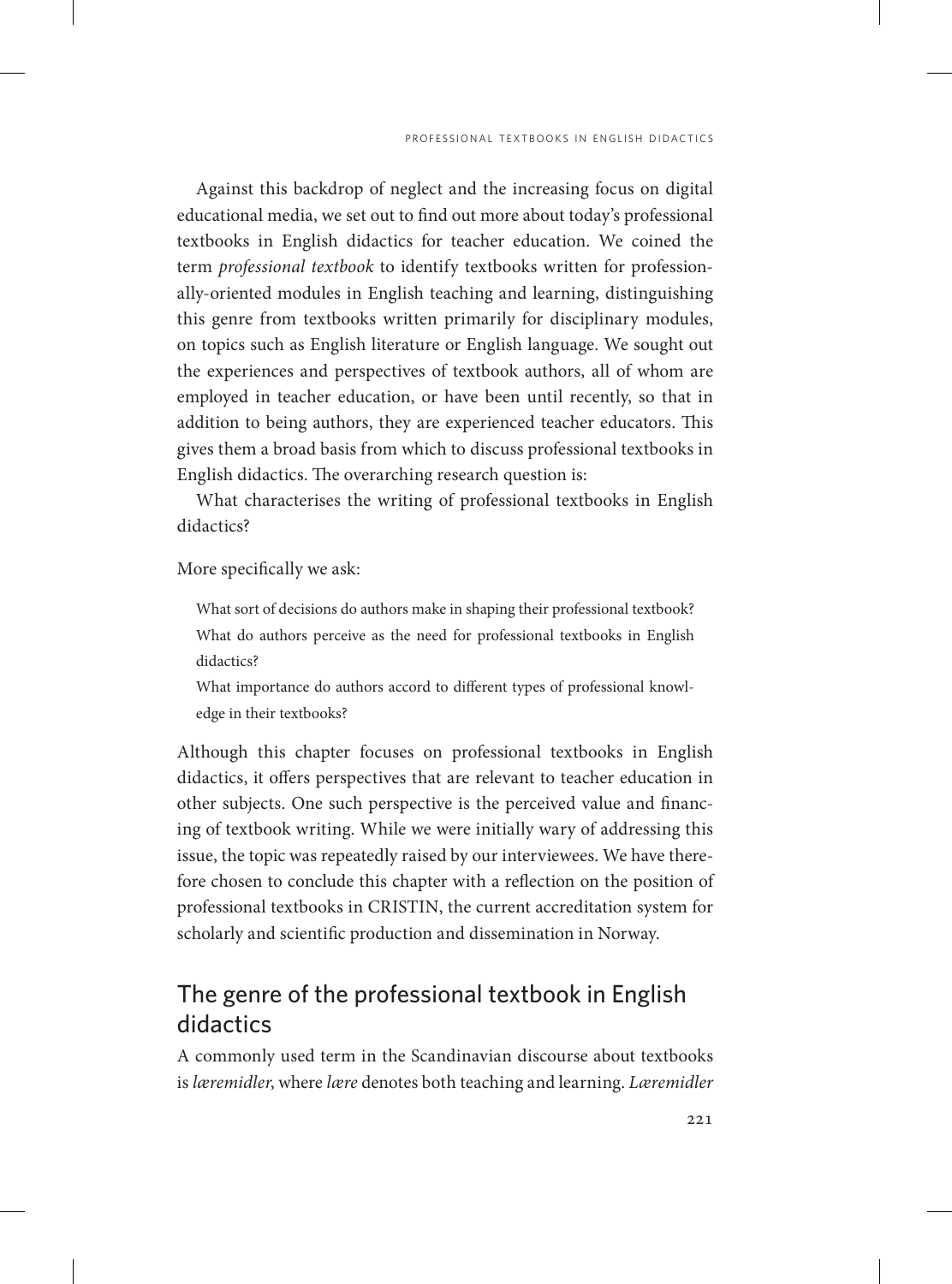Against this backdrop of neglect and the increasing focus on digital educational media, we set out to find out more about today's professional textbooks in English didactics for teacher education. We coined the term *professional textbook* to identify textbooks written for professionally-oriented modules in English teaching and learning, distinguishing this genre from textbooks written primarily for disciplinary modules, on topics such as English literature or English language. We sought out the experiences and perspectives of textbook authors, all of whom are employed in teacher education, or have been until recently, so that in addition to being authors, they are experienced teacher educators. This gives them a broad basis from which to discuss professional textbooks in English didactics. The overarching research question is:

What characterises the writing of professional textbooks in English didactics?

More specifically we ask:

> What sort of decisions do authors make in shaping their professional textbook?
> What do authors perceive as the need for professional textbooks in English didactics?
> What importance do authors accord to different types of professional knowledge in their textbooks?

Although this chapter focuses on professional textbooks in English didactics, it offers perspectives that are relevant to teacher education in other subjects. One such perspective is the perceived value and financing of textbook writing. While we were initially wary of addressing this issue, the topic was repeatedly raised by our interviewees. We have therefore chosen to conclude this chapter with a reflection on the position of professional textbooks in CRISTIN, the current accreditation system for scholarly and scientific production and dissemination in Norway.

## The genre of the professional textbook in English didactics

A commonly used term in the Scandinavian discourse about textbooks is *læremidler*, where *lære* denotes both teaching and learning. *Læremidler*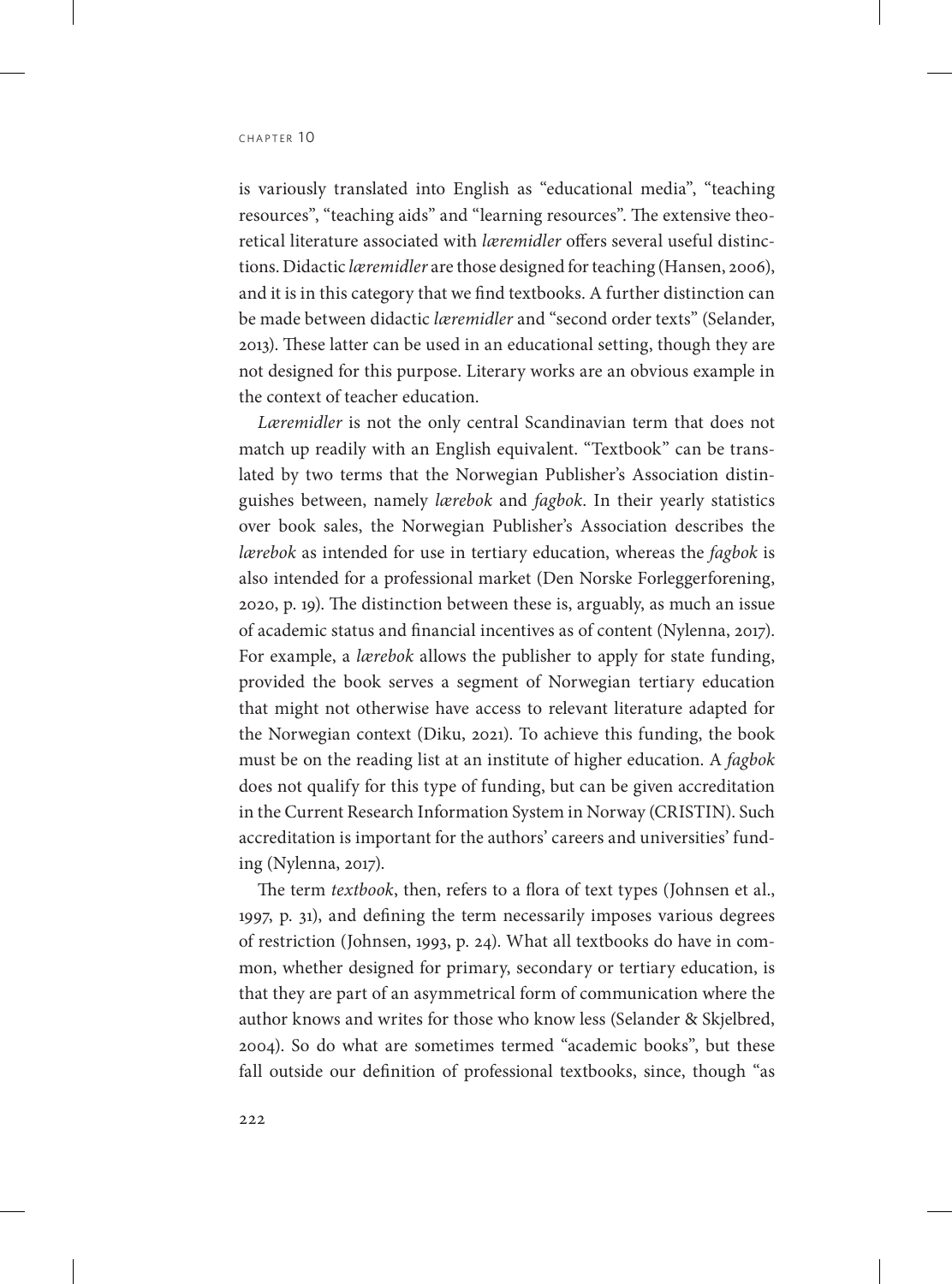is variously translated into English as "educational media", "teaching resources", "teaching aids" and "learning resources". The extensive theoretical literature associated with *læremidler* offers several useful distinctions. Didactic *læremidler* are those designed for teaching (Hansen, 2006), and it is in this category that we find textbooks. A further distinction can be made between didactic *læremidler* and "second order texts" (Selander, 2013). These latter can be used in an educational setting, though they are not designed for this purpose. Literary works are an obvious example in the context of teacher education.

*Læremidler* is not the only central Scandinavian term that does not match up readily with an English equivalent. "Textbook" can be translated by two terms that the Norwegian Publisher's Association distinguishes between, namely *lærebok* and *fagbok*. In their yearly statistics over book sales, the Norwegian Publisher's Association describes the *lærebok* as intended for use in tertiary education, whereas the *fagbok* is also intended for a professional market (Den Norske Forleggerforening, 2020, p. 19). The distinction between these is, arguably, as much an issue of academic status and financial incentives as of content (Nylenna, 2017). For example, a *lærebok* allows the publisher to apply for state funding, provided the book serves a segment of Norwegian tertiary education that might not otherwise have access to relevant literature adapted for the Norwegian context (Diku, 2021). To achieve this funding, the book must be on the reading list at an institute of higher education. A *fagbok* does not qualify for this type of funding, but can be given accreditation in the Current Research Information System in Norway (CRISTIN). Such accreditation is important for the authors' careers and universities' funding (Nylenna, 2017).

The term *textbook*, then, refers to a flora of text types (Johnsen et al., 1997, p. 31), and defining the term necessarily imposes various degrees of restriction (Johnsen, 1993, p. 24). What all textbooks do have in common, whether designed for primary, secondary or tertiary education, is that they are part of an asymmetrical form of communication where the author knows and writes for those who know less (Selander & Skjelbred, 2004). So do what are sometimes termed "academic books", but these fall outside our definition of professional textbooks, since, though "as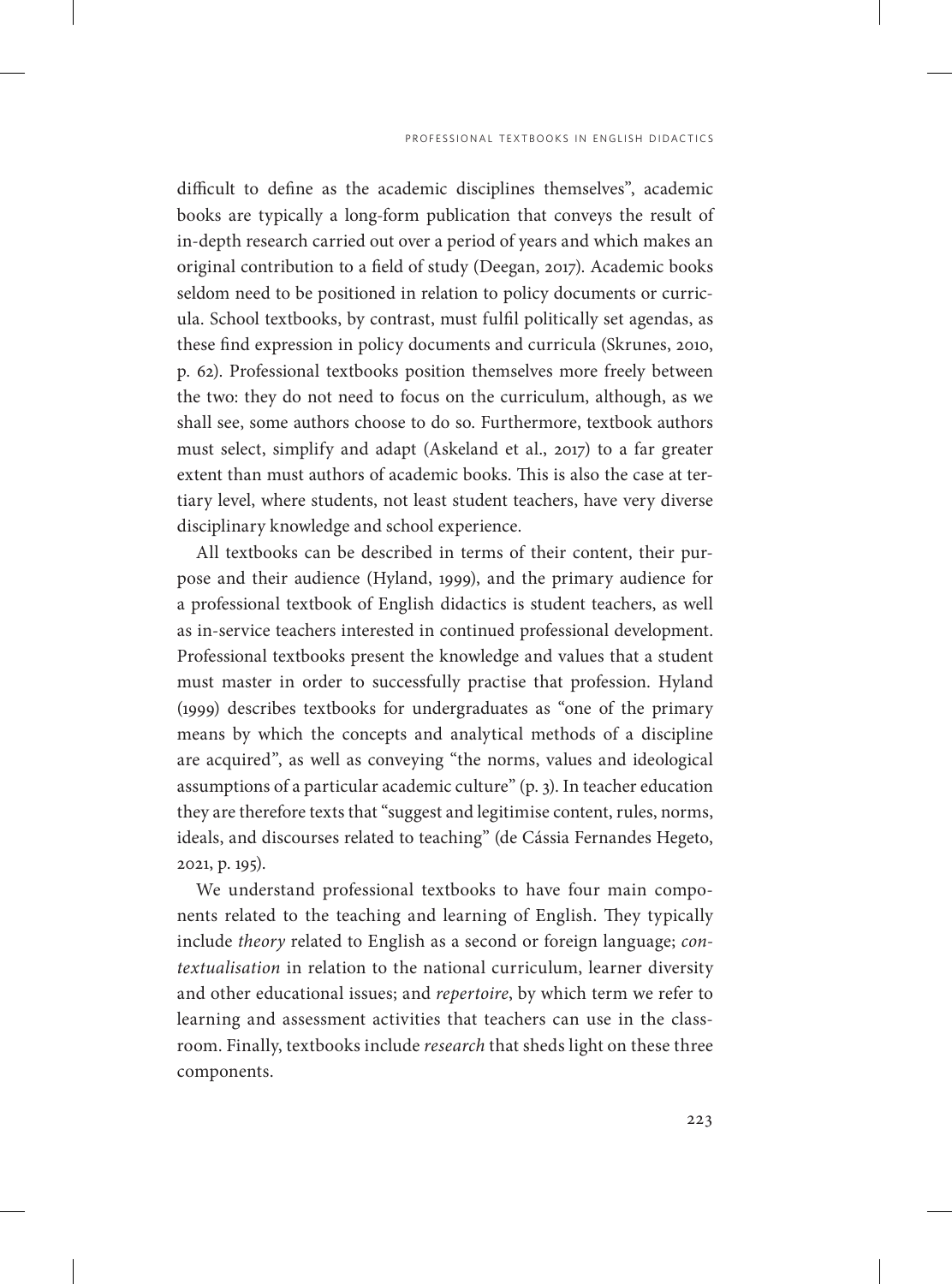difficult to define as the academic disciplines themselves", academic books are typically a long-form publication that conveys the result of in-depth research carried out over a period of years and which makes an original contribution to a field of study (Deegan, 2017). Academic books seldom need to be positioned in relation to policy documents or curricula. School textbooks, by contrast, must fulfil politically set agendas, as these find expression in policy documents and curricula (Skrunes, 2010, p. 62). Professional textbooks position themselves more freely between the two: they do not need to focus on the curriculum, although, as we shall see, some authors choose to do so. Furthermore, textbook authors must select, simplify and adapt (Askeland et al., 2017) to a far greater extent than must authors of academic books. This is also the case at tertiary level, where students, not least student teachers, have very diverse disciplinary knowledge and school experience.

All textbooks can be described in terms of their content, their purpose and their audience (Hyland, 1999), and the primary audience for a professional textbook of English didactics is student teachers, as well as in-service teachers interested in continued professional development. Professional textbooks present the knowledge and values that a student must master in order to successfully practise that profession. Hyland (1999) describes textbooks for undergraduates as "one of the primary means by which the concepts and analytical methods of a discipline are acquired", as well as conveying "the norms, values and ideological assumptions of a particular academic culture" (p. 3). In teacher education they are therefore texts that "suggest and legitimise content, rules, norms, ideals, and discourses related to teaching" (de Cássia Fernandes Hegeto, 2021, p. 195).

We understand professional textbooks to have four main components related to the teaching and learning of English. They typically include *theory* related to English as a second or foreign language; *contextualisation* in relation to the national curriculum, learner diversity and other educational issues; and *repertoire*, by which term we refer to learning and assessment activities that teachers can use in the classroom. Finally, textbooks include *research* that sheds light on these three components.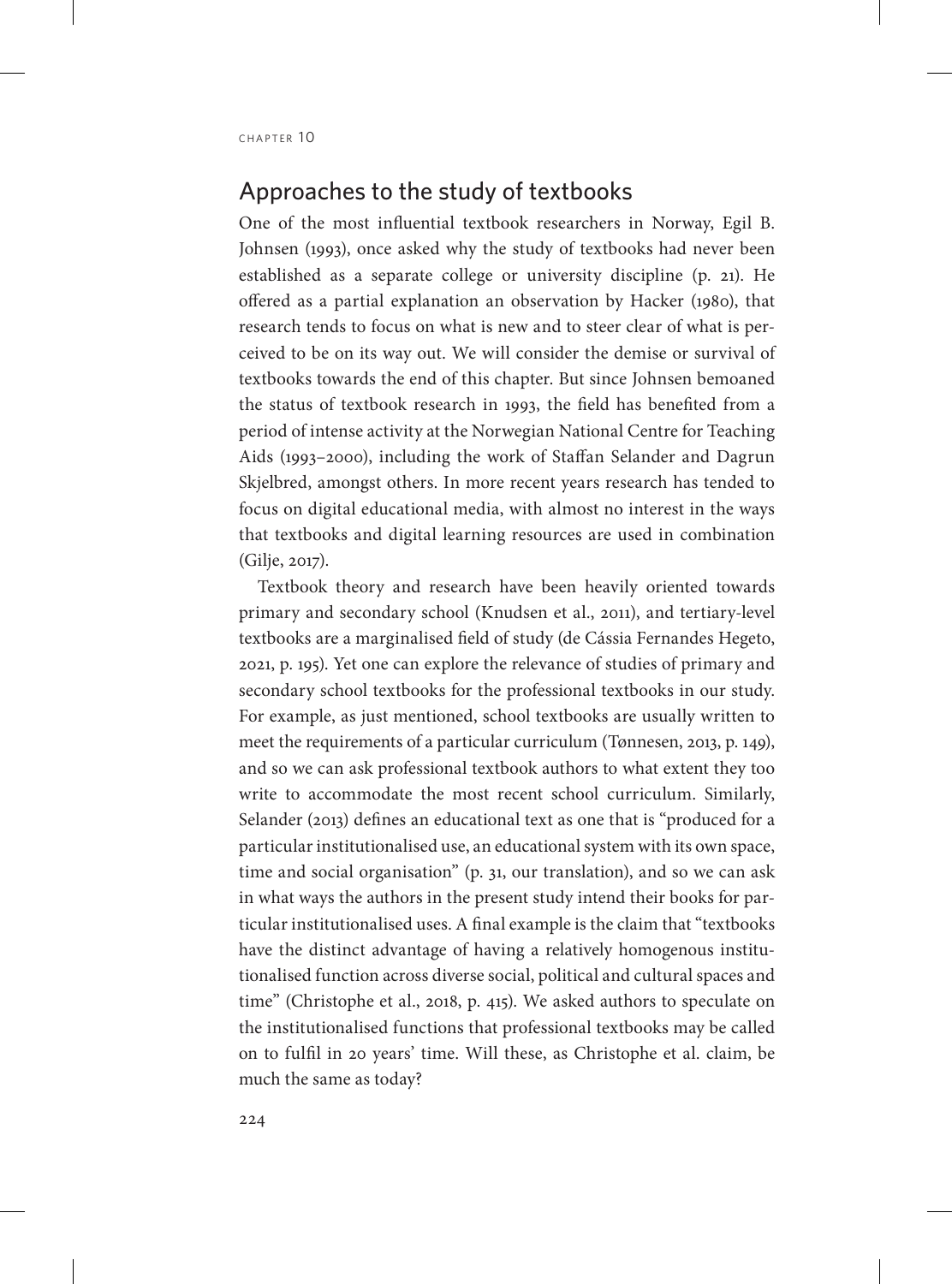## Approaches to the study of textbooks

One of the most influential textbook researchers in Norway, Egil B. Johnsen (1993), once asked why the study of textbooks had never been established as a separate college or university discipline (p. 21). He offered as a partial explanation an observation by Hacker (1980), that research tends to focus on what is new and to steer clear of what is perceived to be on its way out. We will consider the demise or survival of textbooks towards the end of this chapter. But since Johnsen bemoaned the status of textbook research in 1993, the field has benefited from a period of intense activity at the Norwegian National Centre for Teaching Aids (1993–2000), including the work of Staffan Selander and Dagrun Skjelbred, amongst others. In more recent years research has tended to focus on digital educational media, with almost no interest in the ways that textbooks and digital learning resources are used in combination (Gilje, 2017).

Textbook theory and research have been heavily oriented towards primary and secondary school (Knudsen et al., 2011), and tertiary-level textbooks are a marginalised field of study (de Cássia Fernandes Hegeto, 2021, p. 195). Yet one can explore the relevance of studies of primary and secondary school textbooks for the professional textbooks in our study. For example, as just mentioned, school textbooks are usually written to meet the requirements of a particular curriculum (Tønnesen, 2013, p. 149), and so we can ask professional textbook authors to what extent they too write to accommodate the most recent school curriculum. Similarly, Selander (2013) defines an educational text as one that is "produced for a particular institutionalised use, an educational system with its own space, time and social organisation" (p. 31, our translation), and so we can ask in what ways the authors in the present study intend their books for particular institutionalised uses. A final example is the claim that "textbooks have the distinct advantage of having a relatively homogenous institutionalised function across diverse social, political and cultural spaces and time" (Christophe et al., 2018, p. 415). We asked authors to speculate on the institutionalised functions that professional textbooks may be called on to fulfil in 20 years' time. Will these, as Christophe et al. claim, be much the same as today?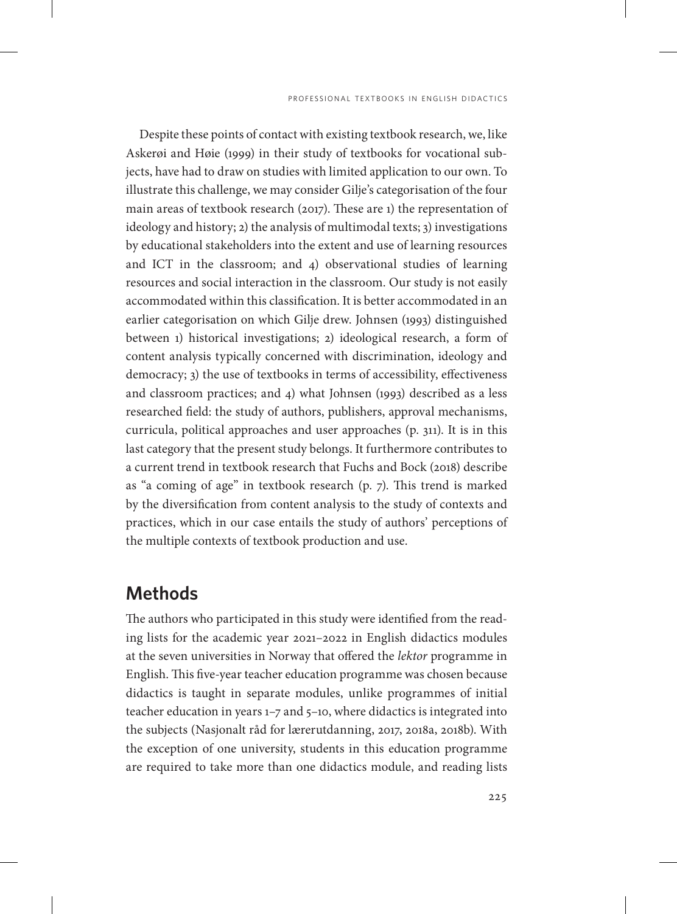Despite these points of contact with existing textbook research, we, like Askerøi and Høie (1999) in their study of textbooks for vocational subjects, have had to draw on studies with limited application to our own. To illustrate this challenge, we may consider Gilje's categorisation of the four main areas of textbook research (2017). These are 1) the representation of ideology and history; 2) the analysis of multimodal texts; 3) investigations by educational stakeholders into the extent and use of learning resources and ICT in the classroom; and 4) observational studies of learning resources and social interaction in the classroom. Our study is not easily accommodated within this classification. It is better accommodated in an earlier categorisation on which Gilje drew. Johnsen (1993) distinguished between 1) historical investigations; 2) ideological research, a form of content analysis typically concerned with discrimination, ideology and democracy; 3) the use of textbooks in terms of accessibility, effectiveness and classroom practices; and 4) what Johnsen (1993) described as a less researched field: the study of authors, publishers, approval mechanisms, curricula, political approaches and user approaches (p. 311). It is in this last category that the present study belongs. It furthermore contributes to a current trend in textbook research that Fuchs and Bock (2018) describe as "a coming of age" in textbook research (p. 7). This trend is marked by the diversification from content analysis to the study of contexts and practices, which in our case entails the study of authors' perceptions of the multiple contexts of textbook production and use.

## Methods

The authors who participated in this study were identified from the reading lists for the academic year 2021–2022 in English didactics modules at the seven universities in Norway that offered the *lektor* programme in English. This five-year teacher education programme was chosen because didactics is taught in separate modules, unlike programmes of initial teacher education in years 1–7 and 5–10, where didactics is integrated into the subjects (Nasjonalt råd for lærerutdanning, 2017, 2018a, 2018b). With the exception of one university, students in this education programme are required to take more than one didactics module, and reading lists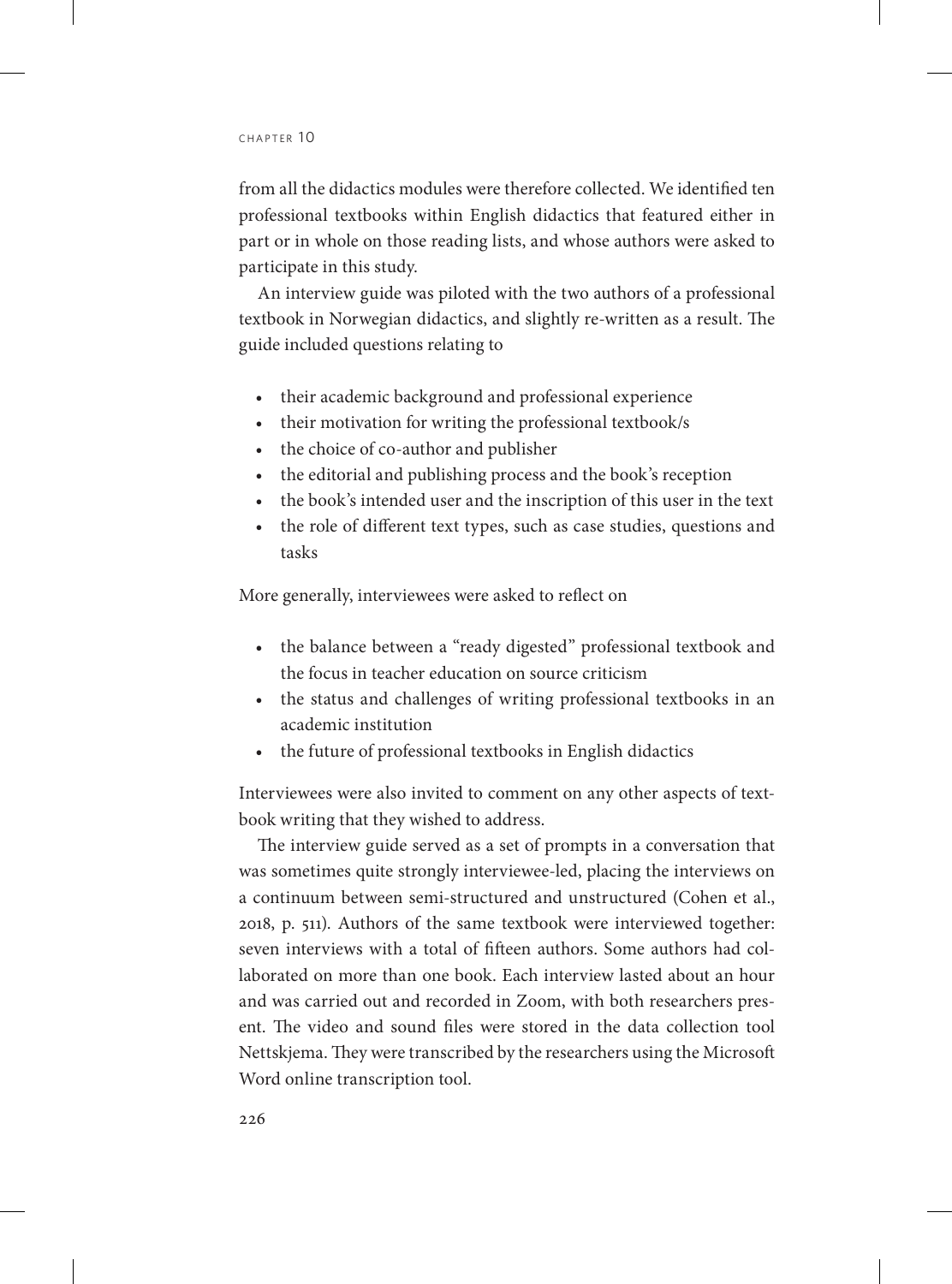from all the didactics modules were therefore collected. We identified ten professional textbooks within English didactics that featured either in part or in whole on those reading lists, and whose authors were asked to participate in this study.

An interview guide was piloted with the two authors of a professional textbook in Norwegian didactics, and slightly re-written as a result. The guide included questions relating to

- their academic background and professional experience
- their motivation for writing the professional textbook/s
- the choice of co-author and publisher
- the editorial and publishing process and the book's reception
- the book's intended user and the inscription of this user in the text
- the role of different text types, such as case studies, questions and tasks

More generally, interviewees were asked to reflect on

- the balance between a "ready digested" professional textbook and the focus in teacher education on source criticism
- the status and challenges of writing professional textbooks in an academic institution
- the future of professional textbooks in English didactics

Interviewees were also invited to comment on any other aspects of textbook writing that they wished to address.

The interview guide served as a set of prompts in a conversation that was sometimes quite strongly interviewee-led, placing the interviews on a continuum between semi-structured and unstructured (Cohen et al., 2018, p. 511). Authors of the same textbook were interviewed together: seven interviews with a total of fifteen authors. Some authors had collaborated on more than one book. Each interview lasted about an hour and was carried out and recorded in Zoom, with both researchers present. The video and sound files were stored in the data collection tool Nettskjema. They were transcribed by the researchers using the Microsoft Word online transcription tool.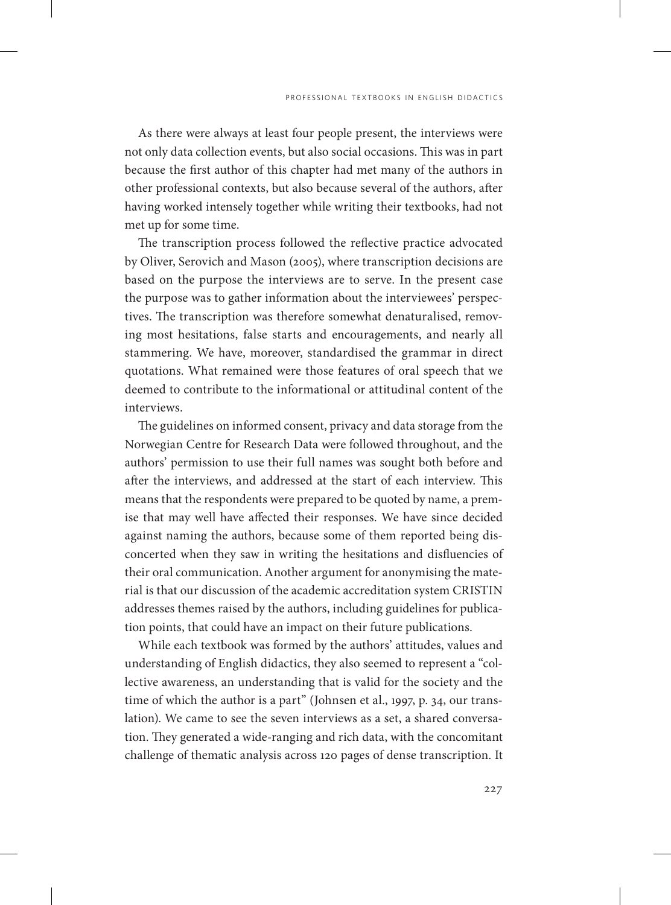As there were always at least four people present, the interviews were not only data collection events, but also social occasions. This was in part because the first author of this chapter had met many of the authors in other professional contexts, but also because several of the authors, after having worked intensely together while writing their textbooks, had not met up for some time.

The transcription process followed the reflective practice advocated by Oliver, Serovich and Mason (2005), where transcription decisions are based on the purpose the interviews are to serve. In the present case the purpose was to gather information about the interviewees' perspectives. The transcription was therefore somewhat denaturalised, removing most hesitations, false starts and encouragements, and nearly all stammering. We have, moreover, standardised the grammar in direct quotations. What remained were those features of oral speech that we deemed to contribute to the informational or attitudinal content of the interviews.

The guidelines on informed consent, privacy and data storage from the Norwegian Centre for Research Data were followed throughout, and the authors' permission to use their full names was sought both before and after the interviews, and addressed at the start of each interview. This means that the respondents were prepared to be quoted by name, a premise that may well have affected their responses. We have since decided against naming the authors, because some of them reported being disconcerted when they saw in writing the hesitations and disfluencies of their oral communication. Another argument for anonymising the material is that our discussion of the academic accreditation system CRISTIN addresses themes raised by the authors, including guidelines for publication points, that could have an impact on their future publications.

While each textbook was formed by the authors' attitudes, values and understanding of English didactics, they also seemed to represent a "collective awareness, an understanding that is valid for the society and the time of which the author is a part" (Johnsen et al., 1997, p. 34, our translation). We came to see the seven interviews as a set, a shared conversation. They generated a wide-ranging and rich data, with the concomitant challenge of thematic analysis across 120 pages of dense transcription. It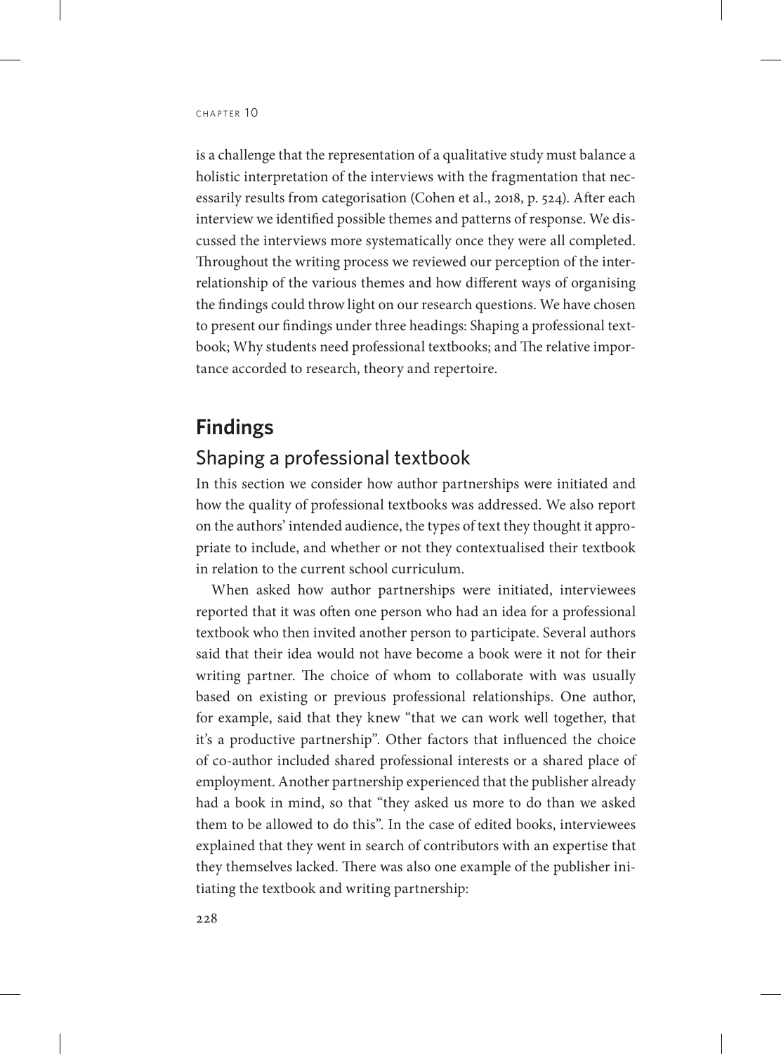is a challenge that the representation of a qualitative study must balance a holistic interpretation of the interviews with the fragmentation that necessarily results from categorisation (Cohen et al., 2018, p. 524). After each interview we identified possible themes and patterns of response. We discussed the interviews more systematically once they were all completed. Throughout the writing process we reviewed our perception of the interrelationship of the various themes and how different ways of organising the findings could throw light on our research questions. We have chosen to present our findings under three headings: Shaping a professional textbook; Why students need professional textbooks; and The relative importance accorded to research, theory and repertoire.

## Findings

### Shaping a professional textbook

In this section we consider how author partnerships were initiated and how the quality of professional textbooks was addressed. We also report on the authors' intended audience, the types of text they thought it appropriate to include, and whether or not they contextualised their textbook in relation to the current school curriculum.

When asked how author partnerships were initiated, interviewees reported that it was often one person who had an idea for a professional textbook who then invited another person to participate. Several authors said that their idea would not have become a book were it not for their writing partner. The choice of whom to collaborate with was usually based on existing or previous professional relationships. One author, for example, said that they knew "that we can work well together, that it's a productive partnership". Other factors that influenced the choice of co-author included shared professional interests or a shared place of employment. Another partnership experienced that the publisher already had a book in mind, so that "they asked us more to do than we asked them to be allowed to do this". In the case of edited books, interviewees explained that they went in search of contributors with an expertise that they themselves lacked. There was also one example of the publisher initiating the textbook and writing partnership: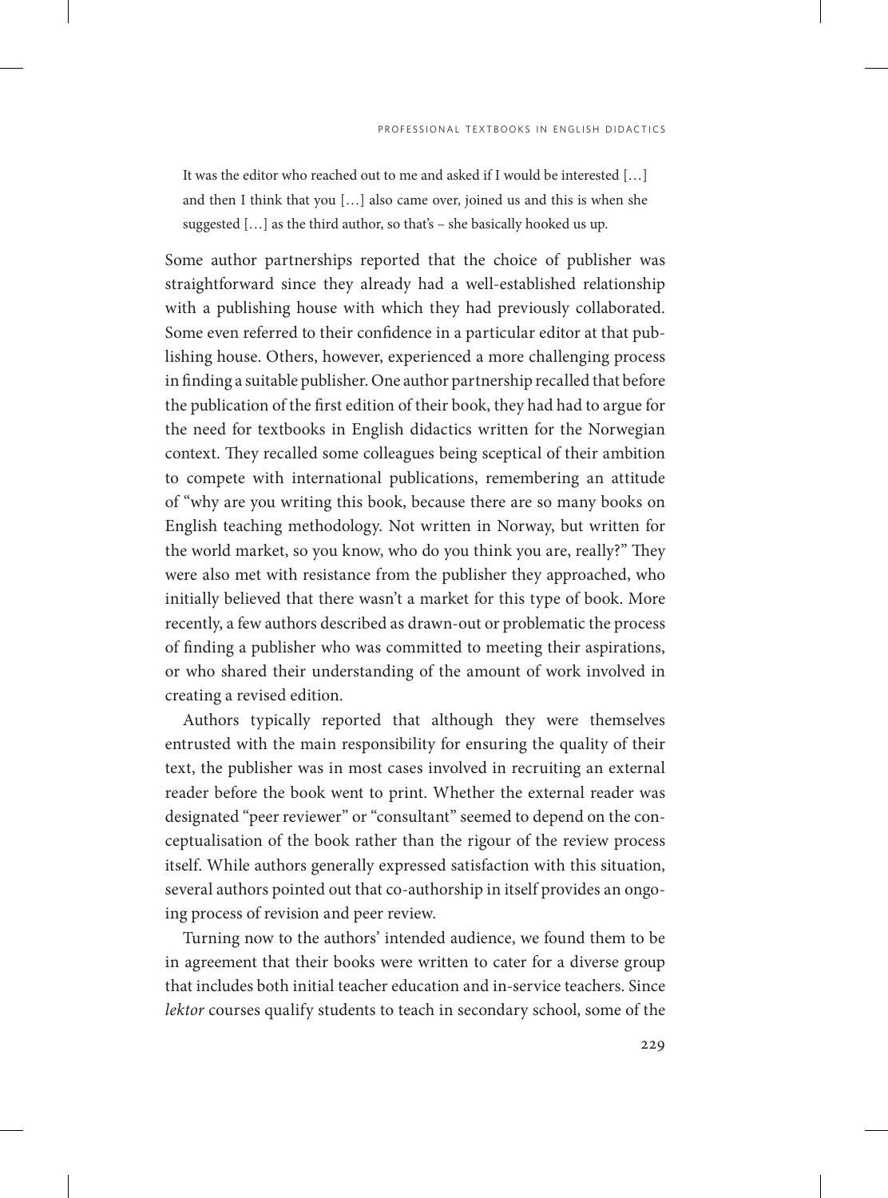> It was the editor who reached out to me and asked if I would be interested […] and then I think that you […] also came over, joined us and this is when she suggested […] as the third author, so that's – she basically hooked us up.

Some author partnerships reported that the choice of publisher was straightforward since they already had a well-established relationship with a publishing house with which they had previously collaborated. Some even referred to their confidence in a particular editor at that publishing house. Others, however, experienced a more challenging process in finding a suitable publisher. One author partnership recalled that before the publication of the first edition of their book, they had had to argue for the need for textbooks in English didactics written for the Norwegian context. They recalled some colleagues being sceptical of their ambition to compete with international publications, remembering an attitude of "why are you writing this book, because there are so many books on English teaching methodology. Not written in Norway, but written for the world market, so you know, who do you think you are, really?" They were also met with resistance from the publisher they approached, who initially believed that there wasn't a market for this type of book. More recently, a few authors described as drawn-out or problematic the process of finding a publisher who was committed to meeting their aspirations, or who shared their understanding of the amount of work involved in creating a revised edition.

Authors typically reported that although they were themselves entrusted with the main responsibility for ensuring the quality of their text, the publisher was in most cases involved in recruiting an external reader before the book went to print. Whether the external reader was designated "peer reviewer" or "consultant" seemed to depend on the conceptualisation of the book rather than the rigour of the review process itself. While authors generally expressed satisfaction with this situation, several authors pointed out that co-authorship in itself provides an ongoing process of revision and peer review.

Turning now to the authors' intended audience, we found them to be in agreement that their books were written to cater for a diverse group that includes both initial teacher education and in-service teachers. Since *lektor* courses qualify students to teach in secondary school, some of the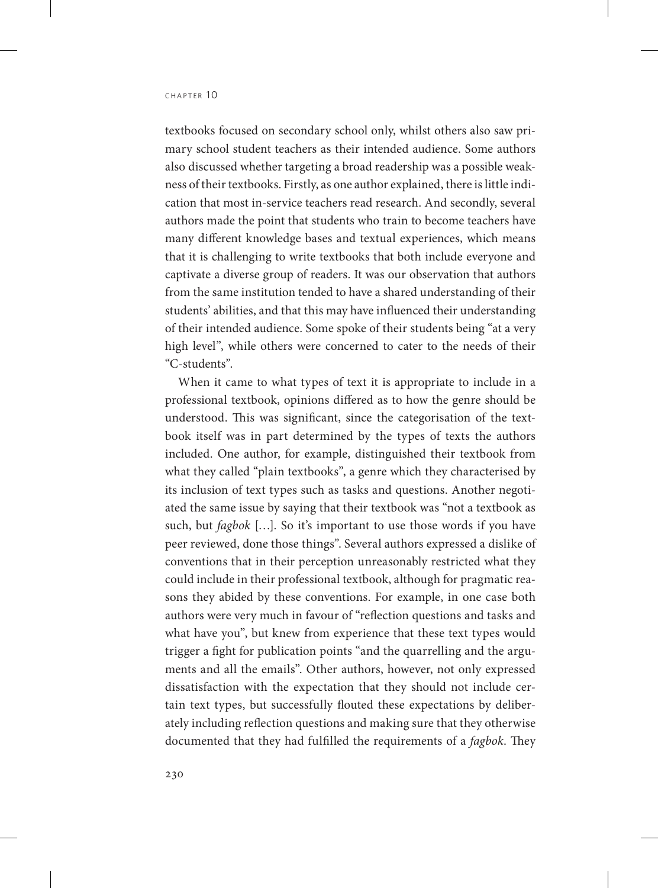textbooks focused on secondary school only, whilst others also saw primary school student teachers as their intended audience. Some authors also discussed whether targeting a broad readership was a possible weakness of their textbooks. Firstly, as one author explained, there is little indication that most in-service teachers read research. And secondly, several authors made the point that students who train to become teachers have many different knowledge bases and textual experiences, which means that it is challenging to write textbooks that both include everyone and captivate a diverse group of readers. It was our observation that authors from the same institution tended to have a shared understanding of their students' abilities, and that this may have influenced their understanding of their intended audience. Some spoke of their students being "at a very high level", while others were concerned to cater to the needs of their "C-students".

When it came to what types of text it is appropriate to include in a professional textbook, opinions differed as to how the genre should be understood. This was significant, since the categorisation of the textbook itself was in part determined by the types of texts the authors included. One author, for example, distinguished their textbook from what they called "plain textbooks", a genre which they characterised by its inclusion of text types such as tasks and questions. Another negotiated the same issue by saying that their textbook was "not a textbook as such, but *fagbok* […]. So it's important to use those words if you have peer reviewed, done those things". Several authors expressed a dislike of conventions that in their perception unreasonably restricted what they could include in their professional textbook, although for pragmatic reasons they abided by these conventions. For example, in one case both authors were very much in favour of "reflection questions and tasks and what have you", but knew from experience that these text types would trigger a fight for publication points "and the quarrelling and the arguments and all the emails". Other authors, however, not only expressed dissatisfaction with the expectation that they should not include certain text types, but successfully flouted these expectations by deliberately including reflection questions and making sure that they otherwise documented that they had fulfilled the requirements of a *fagbok*. They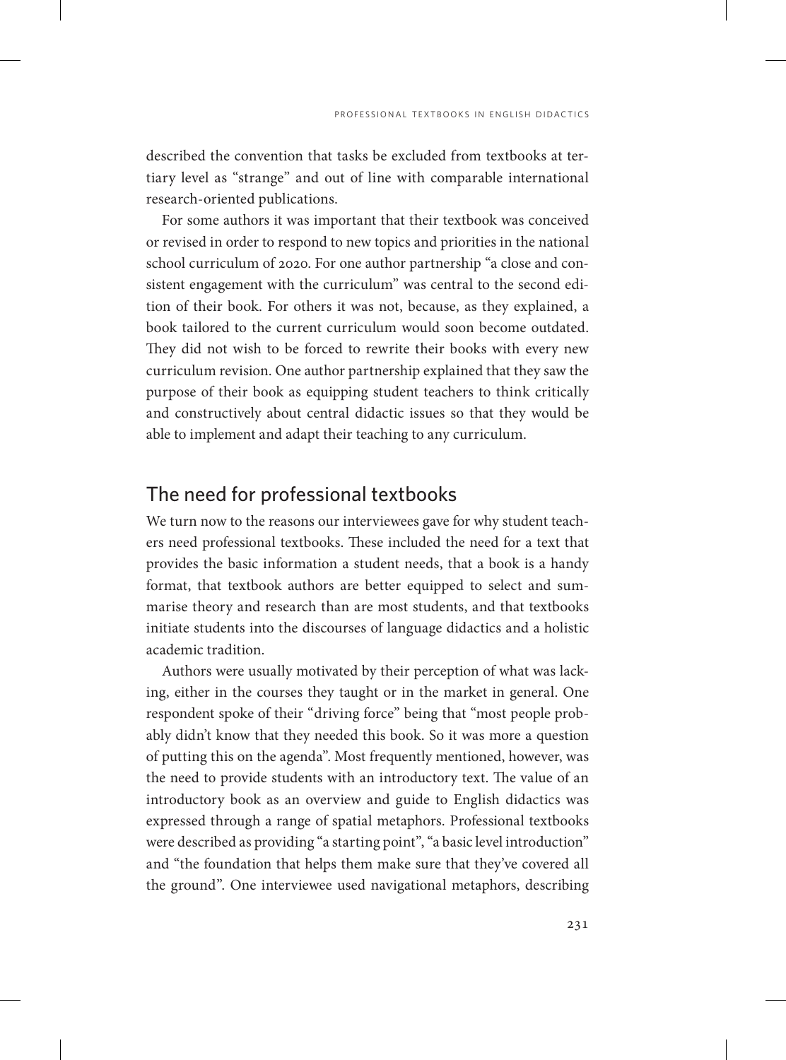described the convention that tasks be excluded from textbooks at tertiary level as "strange" and out of line with comparable international research-oriented publications.

For some authors it was important that their textbook was conceived or revised in order to respond to new topics and priorities in the national school curriculum of 2020. For one author partnership "a close and consistent engagement with the curriculum" was central to the second edition of their book. For others it was not, because, as they explained, a book tailored to the current curriculum would soon become outdated. They did not wish to be forced to rewrite their books with every new curriculum revision. One author partnership explained that they saw the purpose of their book as equipping student teachers to think critically and constructively about central didactic issues so that they would be able to implement and adapt their teaching to any curriculum.

## The need for professional textbooks

We turn now to the reasons our interviewees gave for why student teachers need professional textbooks. These included the need for a text that provides the basic information a student needs, that a book is a handy format, that textbook authors are better equipped to select and summarise theory and research than are most students, and that textbooks initiate students into the discourses of language didactics and a holistic academic tradition.

Authors were usually motivated by their perception of what was lacking, either in the courses they taught or in the market in general. One respondent spoke of their "driving force" being that "most people probably didn't know that they needed this book. So it was more a question of putting this on the agenda". Most frequently mentioned, however, was the need to provide students with an introductory text. The value of an introductory book as an overview and guide to English didactics was expressed through a range of spatial metaphors. Professional textbooks were described as providing "a starting point", "a basic level introduction" and "the foundation that helps them make sure that they've covered all the ground". One interviewee used navigational metaphors, describing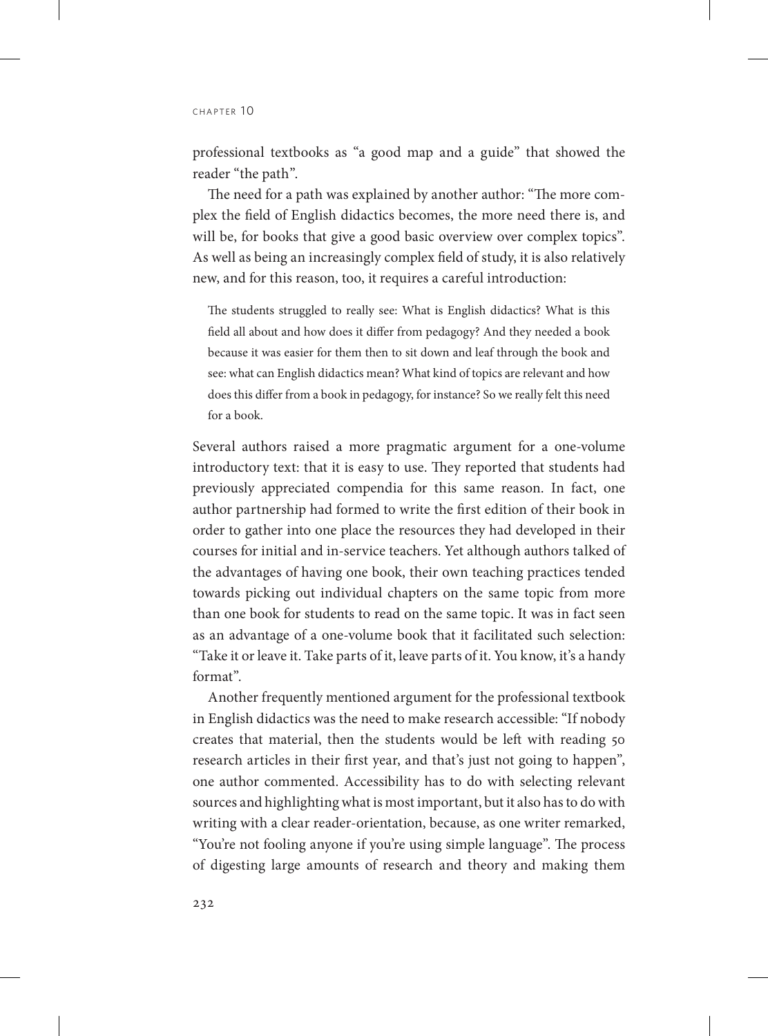professional textbooks as "a good map and a guide" that showed the reader "the path".

The need for a path was explained by another author: "The more complex the field of English didactics becomes, the more need there is, and will be, for books that give a good basic overview over complex topics". As well as being an increasingly complex field of study, it is also relatively new, and for this reason, too, it requires a careful introduction:

> The students struggled to really see: What is English didactics? What is this field all about and how does it differ from pedagogy? And they needed a book because it was easier for them then to sit down and leaf through the book and see: what can English didactics mean? What kind of topics are relevant and how does this differ from a book in pedagogy, for instance? So we really felt this need for a book.

Several authors raised a more pragmatic argument for a one-volume introductory text: that it is easy to use. They reported that students had previously appreciated compendia for this same reason. In fact, one author partnership had formed to write the first edition of their book in order to gather into one place the resources they had developed in their courses for initial and in-service teachers. Yet although authors talked of the advantages of having one book, their own teaching practices tended towards picking out individual chapters on the same topic from more than one book for students to read on the same topic. It was in fact seen as an advantage of a one-volume book that it facilitated such selection: "Take it or leave it. Take parts of it, leave parts of it. You know, it's a handy format".

Another frequently mentioned argument for the professional textbook in English didactics was the need to make research accessible: "If nobody creates that material, then the students would be left with reading 50 research articles in their first year, and that's just not going to happen", one author commented. Accessibility has to do with selecting relevant sources and highlighting what is most important, but it also has to do with writing with a clear reader-orientation, because, as one writer remarked, "You're not fooling anyone if you're using simple language". The process of digesting large amounts of research and theory and making them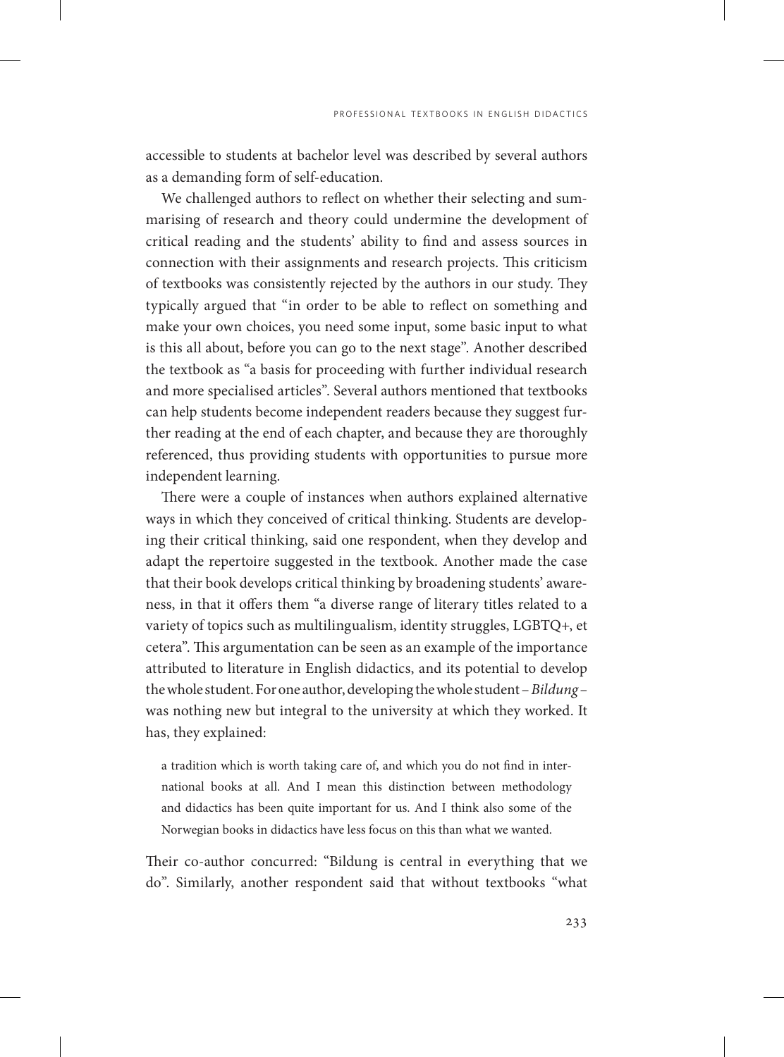accessible to students at bachelor level was described by several authors as a demanding form of self-education.

We challenged authors to reflect on whether their selecting and summarising of research and theory could undermine the development of critical reading and the students' ability to find and assess sources in connection with their assignments and research projects. This criticism of textbooks was consistently rejected by the authors in our study. They typically argued that "in order to be able to reflect on something and make your own choices, you need some input, some basic input to what is this all about, before you can go to the next stage". Another described the textbook as "a basis for proceeding with further individual research and more specialised articles". Several authors mentioned that textbooks can help students become independent readers because they suggest further reading at the end of each chapter, and because they are thoroughly referenced, thus providing students with opportunities to pursue more independent learning.

There were a couple of instances when authors explained alternative ways in which they conceived of critical thinking. Students are developing their critical thinking, said one respondent, when they develop and adapt the repertoire suggested in the textbook. Another made the case that their book develops critical thinking by broadening students' awareness, in that it offers them "a diverse range of literary titles related to a variety of topics such as multilingualism, identity struggles, LGBTQ+, et cetera". This argumentation can be seen as an example of the importance attributed to literature in English didactics, and its potential to develop the whole student. For one author, developing the whole student – *Bildung* – was nothing new but integral to the university at which they worked. It has, they explained:

> a tradition which is worth taking care of, and which you do not find in international books at all. And I mean this distinction between methodology and didactics has been quite important for us. And I think also some of the Norwegian books in didactics have less focus on this than what we wanted.

Their co-author concurred: "Bildung is central in everything that we do". Similarly, another respondent said that without textbooks "what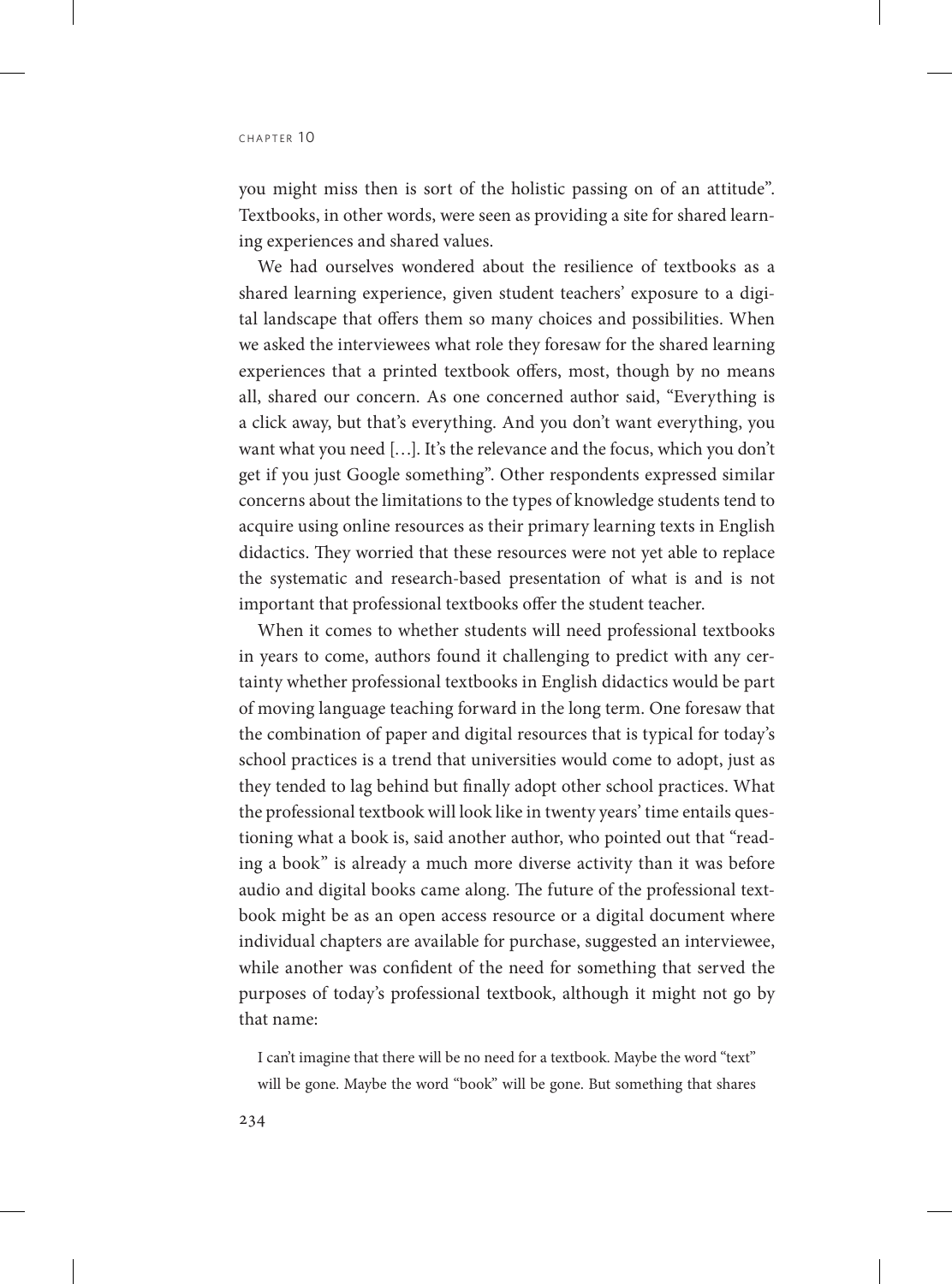you might miss then is sort of the holistic passing on of an attitude". Textbooks, in other words, were seen as providing a site for shared learning experiences and shared values.

We had ourselves wondered about the resilience of textbooks as a shared learning experience, given student teachers' exposure to a digital landscape that offers them so many choices and possibilities. When we asked the interviewees what role they foresaw for the shared learning experiences that a printed textbook offers, most, though by no means all, shared our concern. As one concerned author said, "Everything is a click away, but that's everything. And you don't want everything, you want what you need […]. It's the relevance and the focus, which you don't get if you just Google something". Other respondents expressed similar concerns about the limitations to the types of knowledge students tend to acquire using online resources as their primary learning texts in English didactics. They worried that these resources were not yet able to replace the systematic and research-based presentation of what is and is not important that professional textbooks offer the student teacher.

When it comes to whether students will need professional textbooks in years to come, authors found it challenging to predict with any certainty whether professional textbooks in English didactics would be part of moving language teaching forward in the long term. One foresaw that the combination of paper and digital resources that is typical for today's school practices is a trend that universities would come to adopt, just as they tended to lag behind but finally adopt other school practices. What the professional textbook will look like in twenty years' time entails questioning what a book is, said another author, who pointed out that "reading a book" is already a much more diverse activity than it was before audio and digital books came along. The future of the professional textbook might be as an open access resource or a digital document where individual chapters are available for purchase, suggested an interviewee, while another was confident of the need for something that served the purposes of today's professional textbook, although it might not go by that name:

> I can't imagine that there will be no need for a textbook. Maybe the word "text" will be gone. Maybe the word "book" will be gone. But something that shares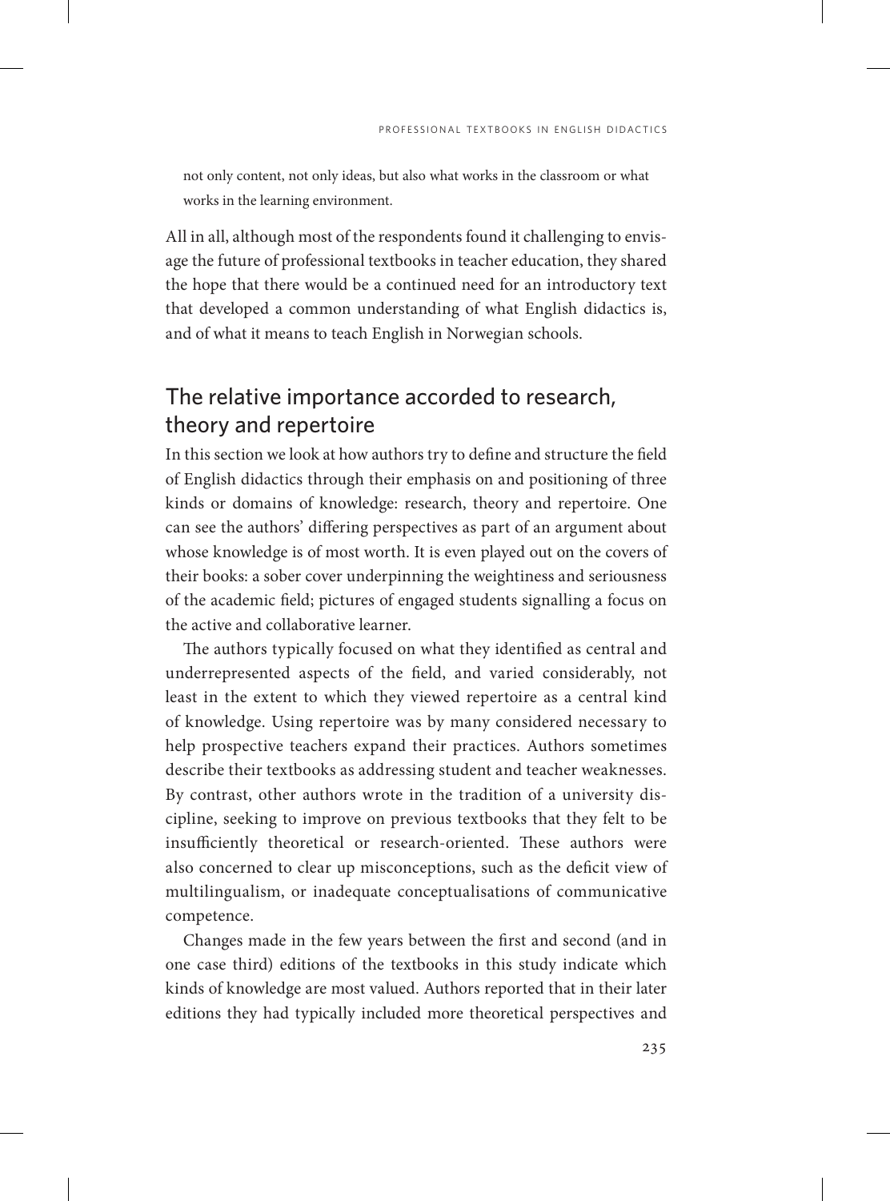not only content, not only ideas, but also what works in the classroom or what works in the learning environment.

All in all, although most of the respondents found it challenging to envisage the future of professional textbooks in teacher education, they shared the hope that there would be a continued need for an introductory text that developed a common understanding of what English didactics is, and of what it means to teach English in Norwegian schools.

## The relative importance accorded to research, theory and repertoire

In this section we look at how authors try to define and structure the field of English didactics through their emphasis on and positioning of three kinds or domains of knowledge: research, theory and repertoire. One can see the authors' differing perspectives as part of an argument about whose knowledge is of most worth. It is even played out on the covers of their books: a sober cover underpinning the weightiness and seriousness of the academic field; pictures of engaged students signalling a focus on the active and collaborative learner.

The authors typically focused on what they identified as central and underrepresented aspects of the field, and varied considerably, not least in the extent to which they viewed repertoire as a central kind of knowledge. Using repertoire was by many considered necessary to help prospective teachers expand their practices. Authors sometimes describe their textbooks as addressing student and teacher weaknesses. By contrast, other authors wrote in the tradition of a university discipline, seeking to improve on previous textbooks that they felt to be insufficiently theoretical or research-oriented. These authors were also concerned to clear up misconceptions, such as the deficit view of multilingualism, or inadequate conceptualisations of communicative competence.

Changes made in the few years between the first and second (and in one case third) editions of the textbooks in this study indicate which kinds of knowledge are most valued. Authors reported that in their later editions they had typically included more theoretical perspectives and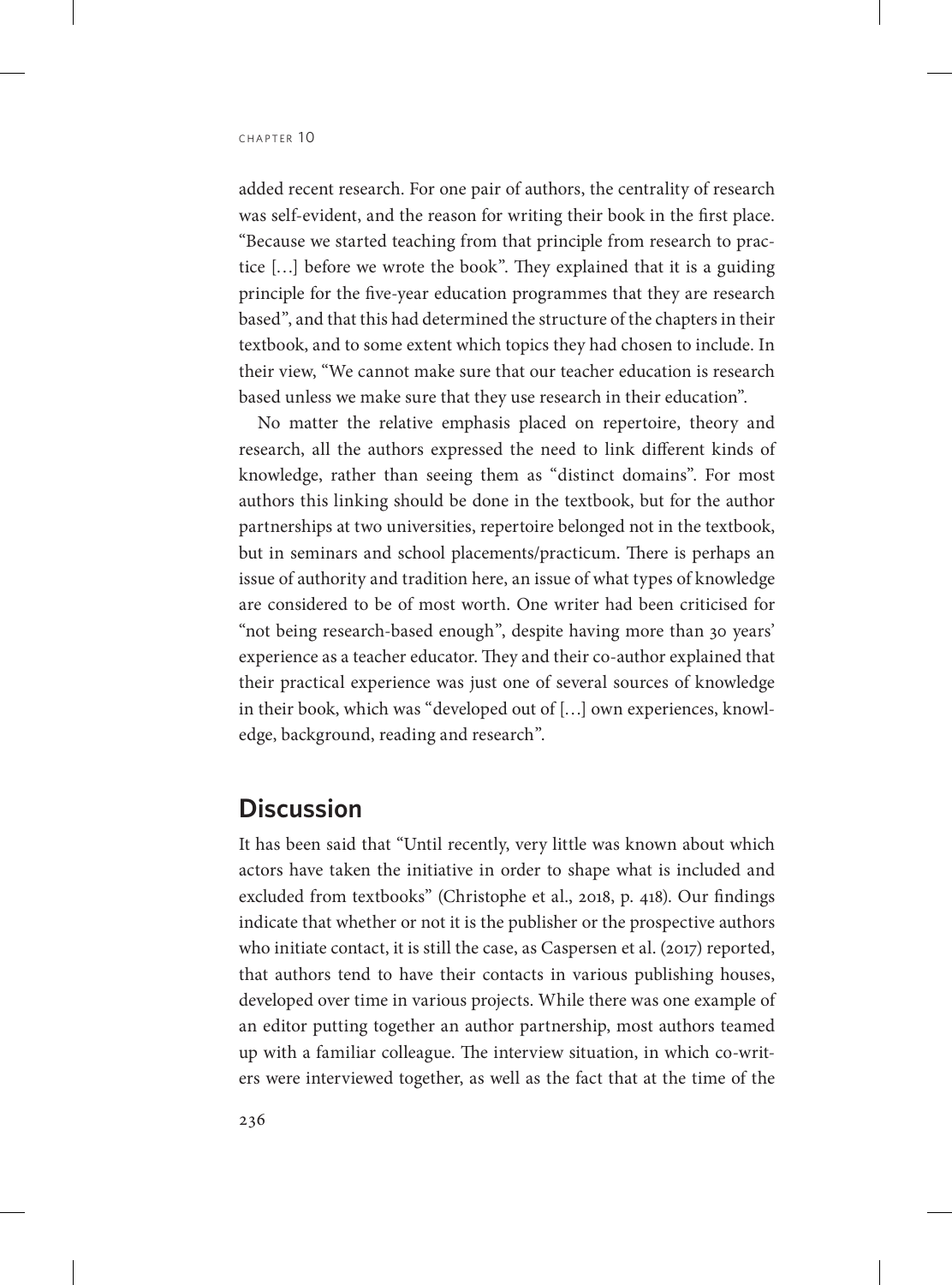added recent research. For one pair of authors, the centrality of research was self-evident, and the reason for writing their book in the first place. "Because we started teaching from that principle from research to practice […] before we wrote the book". They explained that it is a guiding principle for the five-year education programmes that they are research based", and that this had determined the structure of the chapters in their textbook, and to some extent which topics they had chosen to include. In their view, "We cannot make sure that our teacher education is research based unless we make sure that they use research in their education".

No matter the relative emphasis placed on repertoire, theory and research, all the authors expressed the need to link different kinds of knowledge, rather than seeing them as "distinct domains". For most authors this linking should be done in the textbook, but for the author partnerships at two universities, repertoire belonged not in the textbook, but in seminars and school placements/practicum. There is perhaps an issue of authority and tradition here, an issue of what types of knowledge are considered to be of most worth. One writer had been criticised for "not being research-based enough", despite having more than 30 years' experience as a teacher educator. They and their co-author explained that their practical experience was just one of several sources of knowledge in their book, which was "developed out of […] own experiences, knowledge, background, reading and research".

## Discussion

It has been said that "Until recently, very little was known about which actors have taken the initiative in order to shape what is included and excluded from textbooks" (Christophe et al., 2018, p. 418). Our findings indicate that whether or not it is the publisher or the prospective authors who initiate contact, it is still the case, as Caspersen et al. (2017) reported, that authors tend to have their contacts in various publishing houses, developed over time in various projects. While there was one example of an editor putting together an author partnership, most authors teamed up with a familiar colleague. The interview situation, in which co-writers were interviewed together, as well as the fact that at the time of the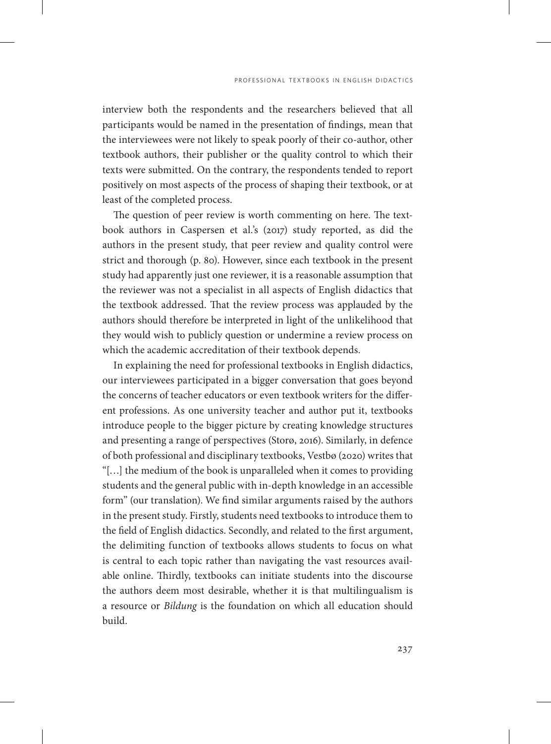interview both the respondents and the researchers believed that all participants would be named in the presentation of findings, mean that the interviewees were not likely to speak poorly of their co-author, other textbook authors, their publisher or the quality control to which their texts were submitted. On the contrary, the respondents tended to report positively on most aspects of the process of shaping their textbook, or at least of the completed process.

The question of peer review is worth commenting on here. The textbook authors in Caspersen et al.'s (2017) study reported, as did the authors in the present study, that peer review and quality control were strict and thorough (p. 80). However, since each textbook in the present study had apparently just one reviewer, it is a reasonable assumption that the reviewer was not a specialist in all aspects of English didactics that the textbook addressed. That the review process was applauded by the authors should therefore be interpreted in light of the unlikelihood that they would wish to publicly question or undermine a review process on which the academic accreditation of their textbook depends.

In explaining the need for professional textbooks in English didactics, our interviewees participated in a bigger conversation that goes beyond the concerns of teacher educators or even textbook writers for the different professions. As one university teacher and author put it, textbooks introduce people to the bigger picture by creating knowledge structures and presenting a range of perspectives (Storø, 2016). Similarly, in defence of both professional and disciplinary textbooks, Vestbø (2020) writes that "[…] the medium of the book is unparalleled when it comes to providing students and the general public with in-depth knowledge in an accessible form" (our translation). We find similar arguments raised by the authors in the present study. Firstly, students need textbooks to introduce them to the field of English didactics. Secondly, and related to the first argument, the delimiting function of textbooks allows students to focus on what is central to each topic rather than navigating the vast resources available online. Thirdly, textbooks can initiate students into the discourse the authors deem most desirable, whether it is that multilingualism is a resource or *Bildung* is the foundation on which all education should build.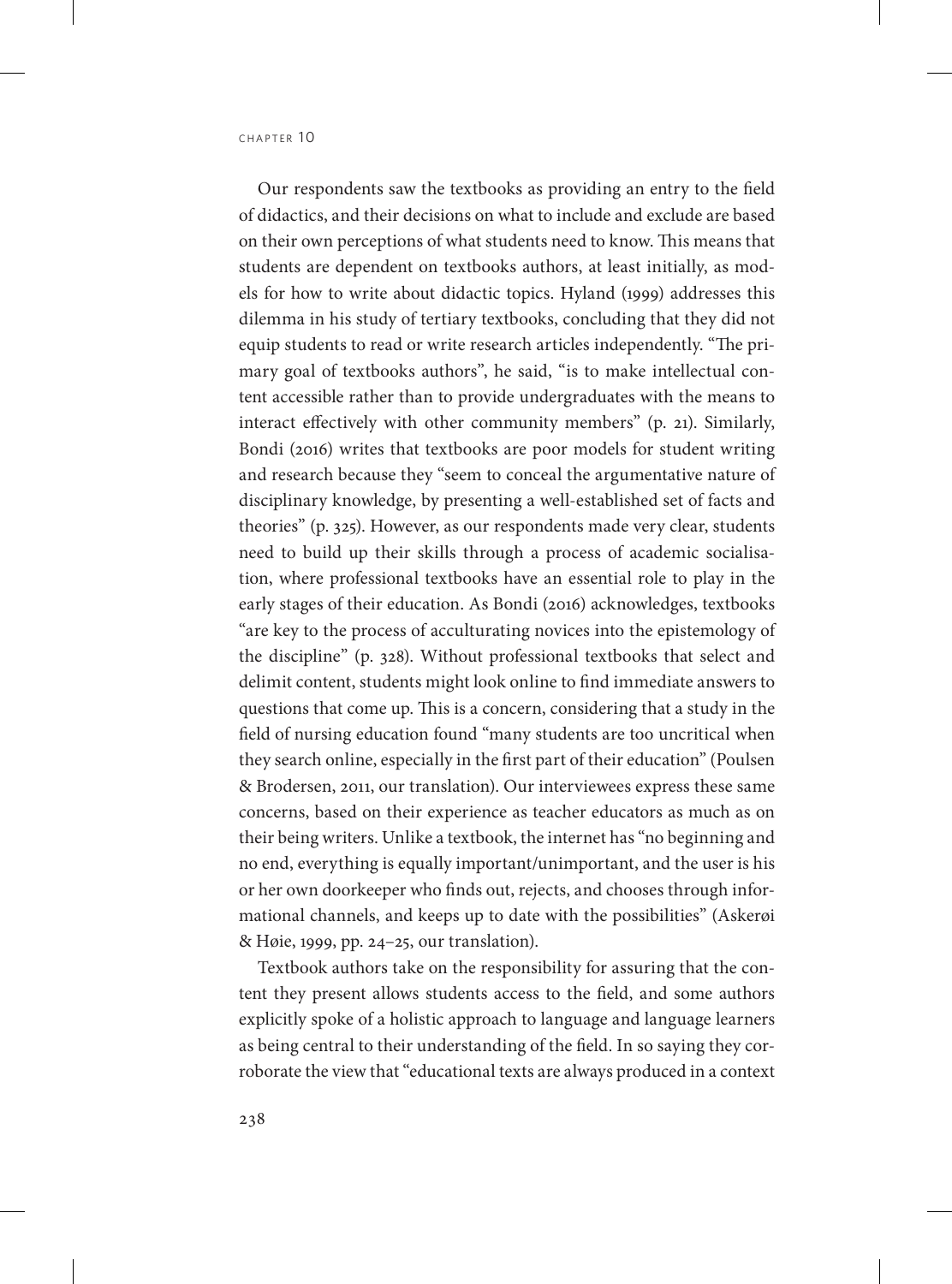Our respondents saw the textbooks as providing an entry to the field of didactics, and their decisions on what to include and exclude are based on their own perceptions of what students need to know. This means that students are dependent on textbooks authors, at least initially, as models for how to write about didactic topics. Hyland (1999) addresses this dilemma in his study of tertiary textbooks, concluding that they did not equip students to read or write research articles independently. "The primary goal of textbooks authors", he said, "is to make intellectual content accessible rather than to provide undergraduates with the means to interact effectively with other community members" (p. 21). Similarly, Bondi (2016) writes that textbooks are poor models for student writing and research because they "seem to conceal the argumentative nature of disciplinary knowledge, by presenting a well-established set of facts and theories" (p. 325). However, as our respondents made very clear, students need to build up their skills through a process of academic socialisation, where professional textbooks have an essential role to play in the early stages of their education. As Bondi (2016) acknowledges, textbooks "are key to the process of acculturating novices into the epistemology of the discipline" (p. 328). Without professional textbooks that select and delimit content, students might look online to find immediate answers to questions that come up. This is a concern, considering that a study in the field of nursing education found "many students are too uncritical when they search online, especially in the first part of their education" (Poulsen & Brodersen, 2011, our translation). Our interviewees express these same concerns, based on their experience as teacher educators as much as on their being writers. Unlike a textbook, the internet has "no beginning and no end, everything is equally important/unimportant, and the user is his or her own doorkeeper who finds out, rejects, and chooses through informational channels, and keeps up to date with the possibilities" (Askerøi & Høie, 1999, pp. 24–25, our translation).

Textbook authors take on the responsibility for assuring that the content they present allows students access to the field, and some authors explicitly spoke of a holistic approach to language and language learners as being central to their understanding of the field. In so saying they corroborate the view that "educational texts are always produced in a context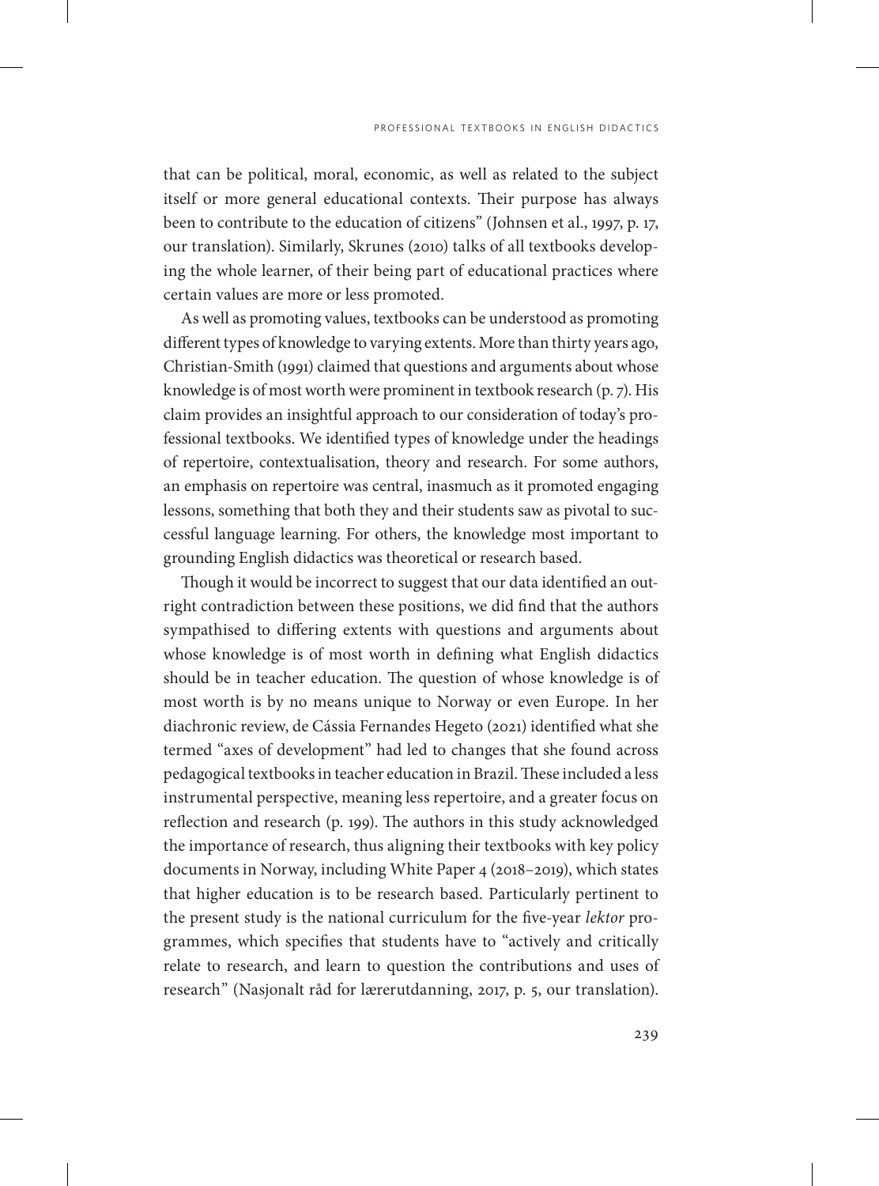that can be political, moral, economic, as well as related to the subject itself or more general educational contexts. Their purpose has always been to contribute to the education of citizens" (Johnsen et al., 1997, p. 17, our translation). Similarly, Skrunes (2010) talks of all textbooks developing the whole learner, of their being part of educational practices where certain values are more or less promoted.

As well as promoting values, textbooks can be understood as promoting different types of knowledge to varying extents. More than thirty years ago, Christian-Smith (1991) claimed that questions and arguments about whose knowledge is of most worth were prominent in textbook research (p. 7). His claim provides an insightful approach to our consideration of today's professional textbooks. We identified types of knowledge under the headings of repertoire, contextualisation, theory and research. For some authors, an emphasis on repertoire was central, inasmuch as it promoted engaging lessons, something that both they and their students saw as pivotal to successful language learning. For others, the knowledge most important to grounding English didactics was theoretical or research based.

Though it would be incorrect to suggest that our data identified an outright contradiction between these positions, we did find that the authors sympathised to differing extents with questions and arguments about whose knowledge is of most worth in defining what English didactics should be in teacher education. The question of whose knowledge is of most worth is by no means unique to Norway or even Europe. In her diachronic review, de Cássia Fernandes Hegeto (2021) identified what she termed "axes of development" had led to changes that she found across pedagogical textbooks in teacher education in Brazil. These included a less instrumental perspective, meaning less repertoire, and a greater focus on reflection and research (p. 199). The authors in this study acknowledged the importance of research, thus aligning their textbooks with key policy documents in Norway, including White Paper 4 (2018–2019), which states that higher education is to be research based. Particularly pertinent to the present study is the national curriculum for the five-year *lektor* programmes, which specifies that students have to "actively and critically relate to research, and learn to question the contributions and uses of research" (Nasjonalt råd for lærerutdanning, 2017, p. 5, our translation).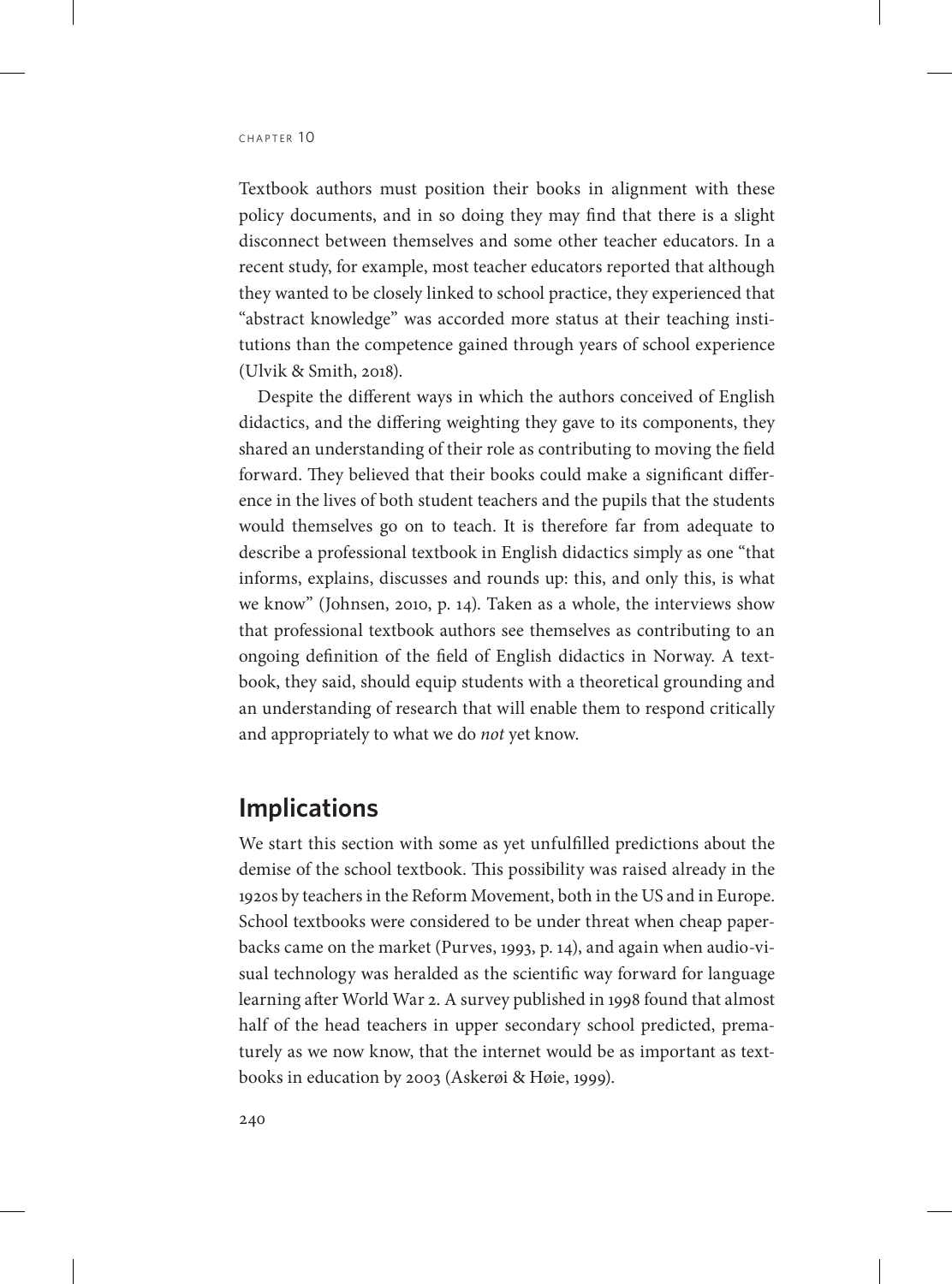Textbook authors must position their books in alignment with these policy documents, and in so doing they may find that there is a slight disconnect between themselves and some other teacher educators. In a recent study, for example, most teacher educators reported that although they wanted to be closely linked to school practice, they experienced that "abstract knowledge" was accorded more status at their teaching institutions than the competence gained through years of school experience (Ulvik & Smith, 2018).

Despite the different ways in which the authors conceived of English didactics, and the differing weighting they gave to its components, they shared an understanding of their role as contributing to moving the field forward. They believed that their books could make a significant difference in the lives of both student teachers and the pupils that the students would themselves go on to teach. It is therefore far from adequate to describe a professional textbook in English didactics simply as one "that informs, explains, discusses and rounds up: this, and only this, is what we know" (Johnsen, 2010, p. 14). Taken as a whole, the interviews show that professional textbook authors see themselves as contributing to an ongoing definition of the field of English didactics in Norway. A textbook, they said, should equip students with a theoretical grounding and an understanding of research that will enable them to respond critically and appropriately to what we do *not* yet know.

## Implications

We start this section with some as yet unfulfilled predictions about the demise of the school textbook. This possibility was raised already in the 1920s by teachers in the Reform Movement, both in the US and in Europe. School textbooks were considered to be under threat when cheap paperbacks came on the market (Purves, 1993, p. 14), and again when audio-visual technology was heralded as the scientific way forward for language learning after World War 2. A survey published in 1998 found that almost half of the head teachers in upper secondary school predicted, prematurely as we now know, that the internet would be as important as textbooks in education by 2003 (Askerøi & Høie, 1999).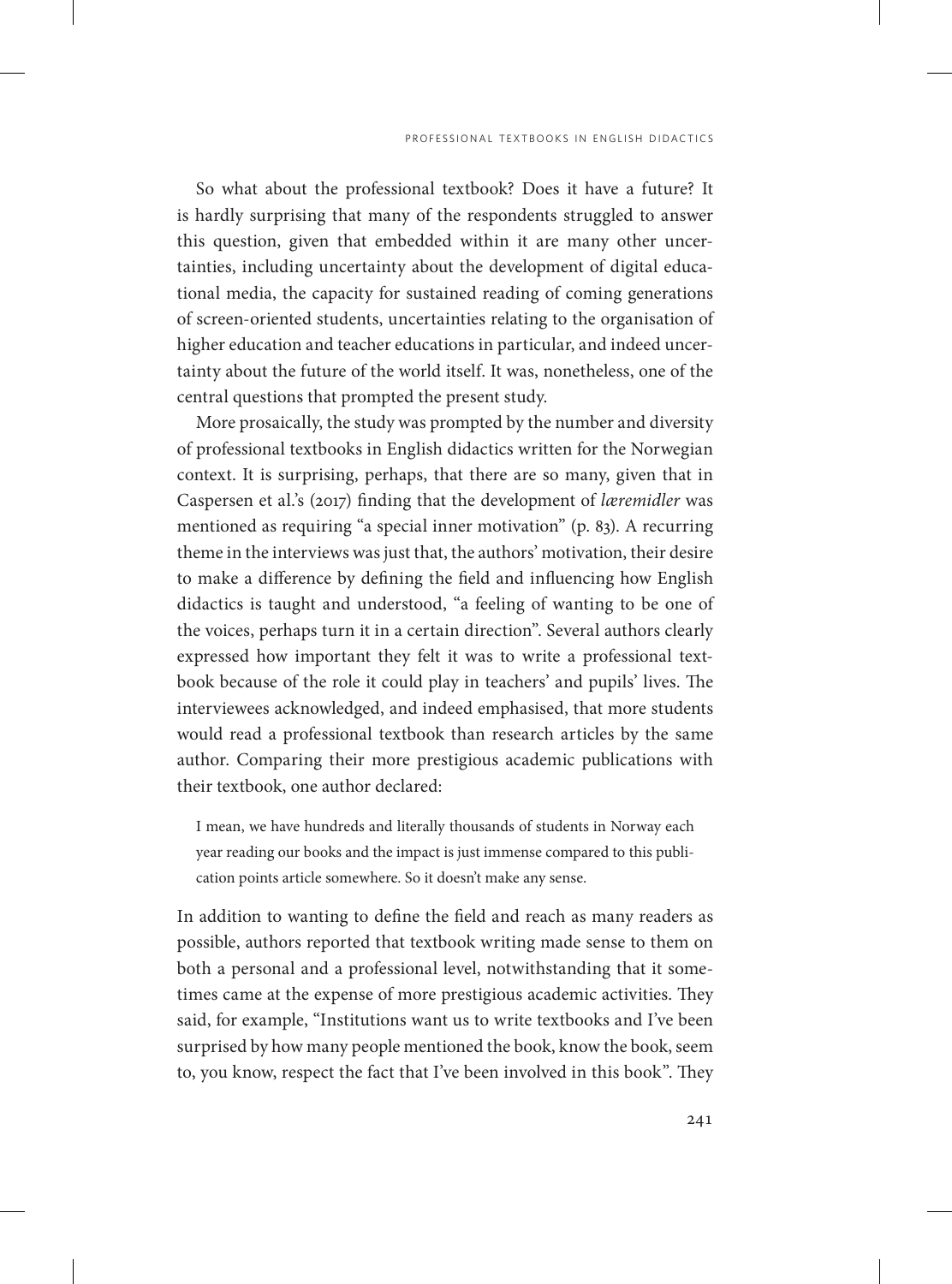So what about the professional textbook? Does it have a future? It is hardly surprising that many of the respondents struggled to answer this question, given that embedded within it are many other uncertainties, including uncertainty about the development of digital educational media, the capacity for sustained reading of coming generations of screen-oriented students, uncertainties relating to the organisation of higher education and teacher educations in particular, and indeed uncertainty about the future of the world itself. It was, nonetheless, one of the central questions that prompted the present study.

More prosaically, the study was prompted by the number and diversity of professional textbooks in English didactics written for the Norwegian context. It is surprising, perhaps, that there are so many, given that in Caspersen et al.'s (2017) finding that the development of *læremidler* was mentioned as requiring "a special inner motivation" (p. 83). A recurring theme in the interviews was just that, the authors' motivation, their desire to make a difference by defining the field and influencing how English didactics is taught and understood, "a feeling of wanting to be one of the voices, perhaps turn it in a certain direction". Several authors clearly expressed how important they felt it was to write a professional textbook because of the role it could play in teachers' and pupils' lives. The interviewees acknowledged, and indeed emphasised, that more students would read a professional textbook than research articles by the same author. Comparing their more prestigious academic publications with their textbook, one author declared:

> I mean, we have hundreds and literally thousands of students in Norway each year reading our books and the impact is just immense compared to this publication points article somewhere. So it doesn't make any sense.

In addition to wanting to define the field and reach as many readers as possible, authors reported that textbook writing made sense to them on both a personal and a professional level, notwithstanding that it sometimes came at the expense of more prestigious academic activities. They said, for example, "Institutions want us to write textbooks and I've been surprised by how many people mentioned the book, know the book, seem to, you know, respect the fact that I've been involved in this book". They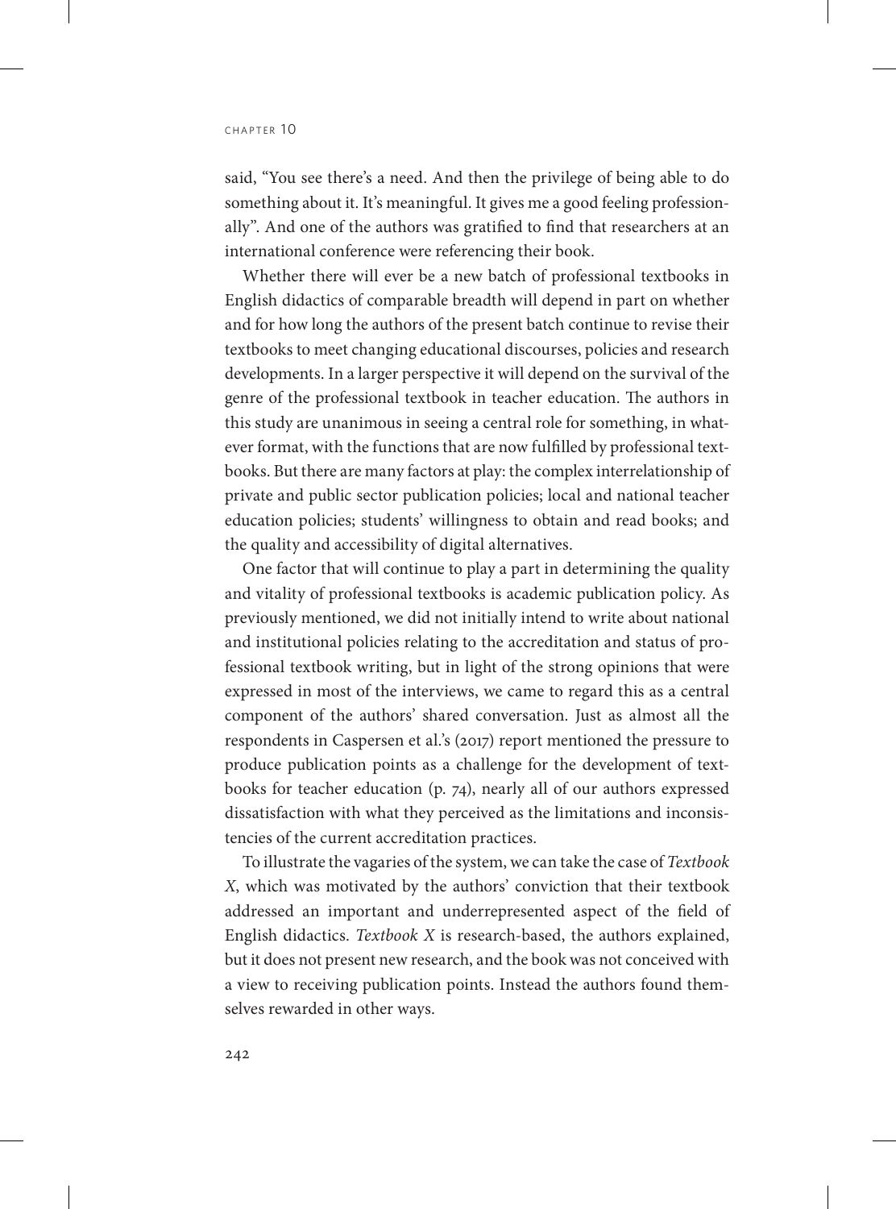said, "You see there's a need. And then the privilege of being able to do something about it. It's meaningful. It gives me a good feeling professionally". And one of the authors was gratified to find that researchers at an international conference were referencing their book.

Whether there will ever be a new batch of professional textbooks in English didactics of comparable breadth will depend in part on whether and for how long the authors of the present batch continue to revise their textbooks to meet changing educational discourses, policies and research developments. In a larger perspective it will depend on the survival of the genre of the professional textbook in teacher education. The authors in this study are unanimous in seeing a central role for something, in whatever format, with the functions that are now fulfilled by professional textbooks. But there are many factors at play: the complex interrelationship of private and public sector publication policies; local and national teacher education policies; students' willingness to obtain and read books; and the quality and accessibility of digital alternatives.

One factor that will continue to play a part in determining the quality and vitality of professional textbooks is academic publication policy. As previously mentioned, we did not initially intend to write about national and institutional policies relating to the accreditation and status of professional textbook writing, but in light of the strong opinions that were expressed in most of the interviews, we came to regard this as a central component of the authors' shared conversation. Just as almost all the respondents in Caspersen et al.'s (2017) report mentioned the pressure to produce publication points as a challenge for the development of textbooks for teacher education (p. 74), nearly all of our authors expressed dissatisfaction with what they perceived as the limitations and inconsistencies of the current accreditation practices.

To illustrate the vagaries of the system, we can take the case of *Textbook X*, which was motivated by the authors' conviction that their textbook addressed an important and underrepresented aspect of the field of English didactics. *Textbook X* is research-based, the authors explained, but it does not present new research, and the book was not conceived with a view to receiving publication points. Instead the authors found themselves rewarded in other ways.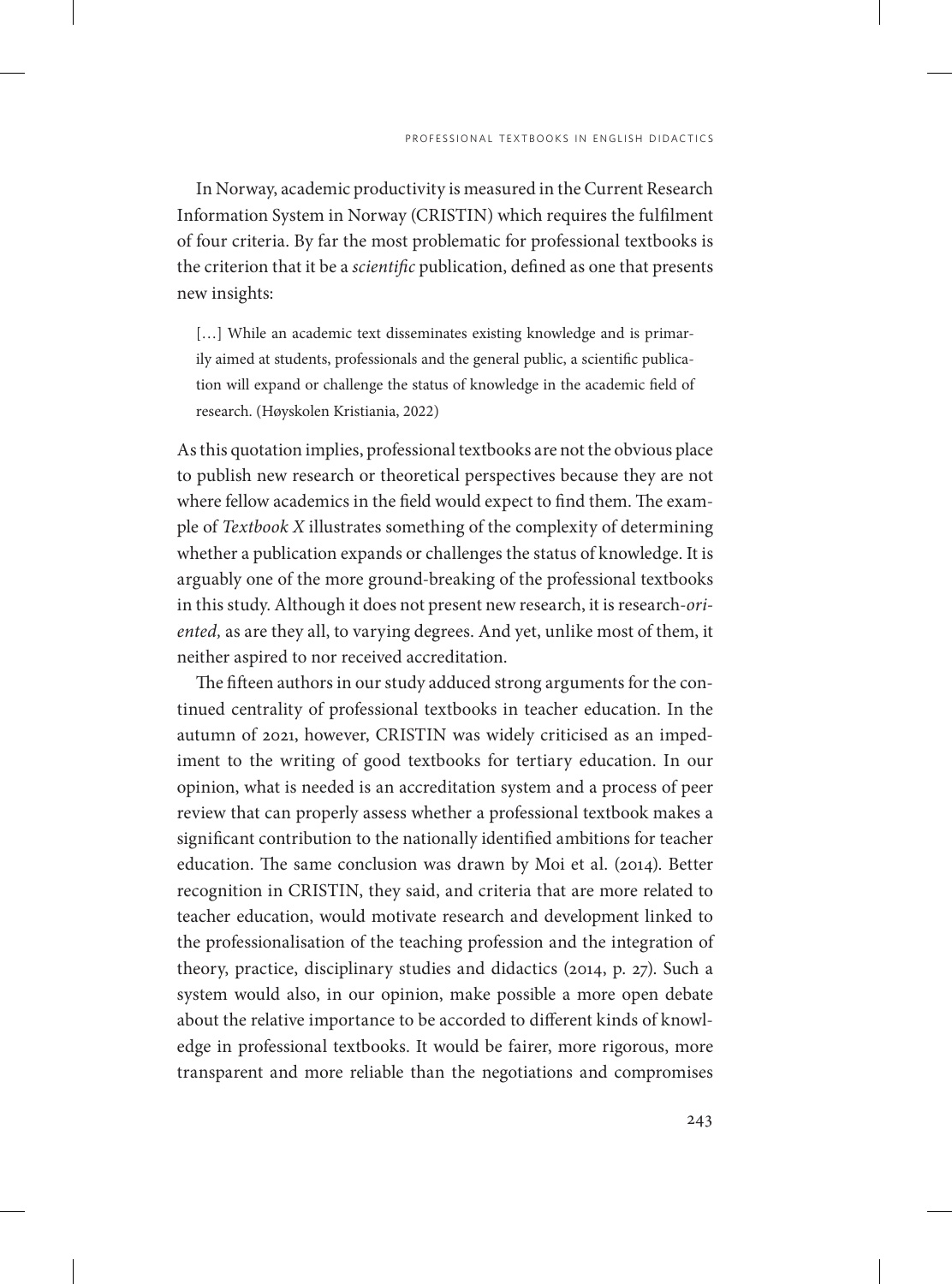In Norway, academic productivity is measured in the Current Research Information System in Norway (CRISTIN) which requires the fulfilment of four criteria. By far the most problematic for professional textbooks is the criterion that it be a *scientific* publication, defined as one that presents new insights:

> […] While an academic text disseminates existing knowledge and is primarily aimed at students, professionals and the general public, a scientific publication will expand or challenge the status of knowledge in the academic field of research. (Høyskolen Kristiania, 2022)

As this quotation implies, professional textbooks are not the obvious place to publish new research or theoretical perspectives because they are not where fellow academics in the field would expect to find them. The example of *Textbook X* illustrates something of the complexity of determining whether a publication expands or challenges the status of knowledge. It is arguably one of the more ground-breaking of the professional textbooks in this study. Although it does not present new research, it is research-*oriented,* as are they all, to varying degrees. And yet, unlike most of them, it neither aspired to nor received accreditation.

The fifteen authors in our study adduced strong arguments for the continued centrality of professional textbooks in teacher education. In the autumn of 2021, however, CRISTIN was widely criticised as an impediment to the writing of good textbooks for tertiary education. In our opinion, what is needed is an accreditation system and a process of peer review that can properly assess whether a professional textbook makes a significant contribution to the nationally identified ambitions for teacher education. The same conclusion was drawn by Moi et al. (2014). Better recognition in CRISTIN, they said, and criteria that are more related to teacher education, would motivate research and development linked to the professionalisation of the teaching profession and the integration of theory, practice, disciplinary studies and didactics (2014, p. 27). Such a system would also, in our opinion, make possible a more open debate about the relative importance to be accorded to different kinds of knowledge in professional textbooks. It would be fairer, more rigorous, more transparent and more reliable than the negotiations and compromises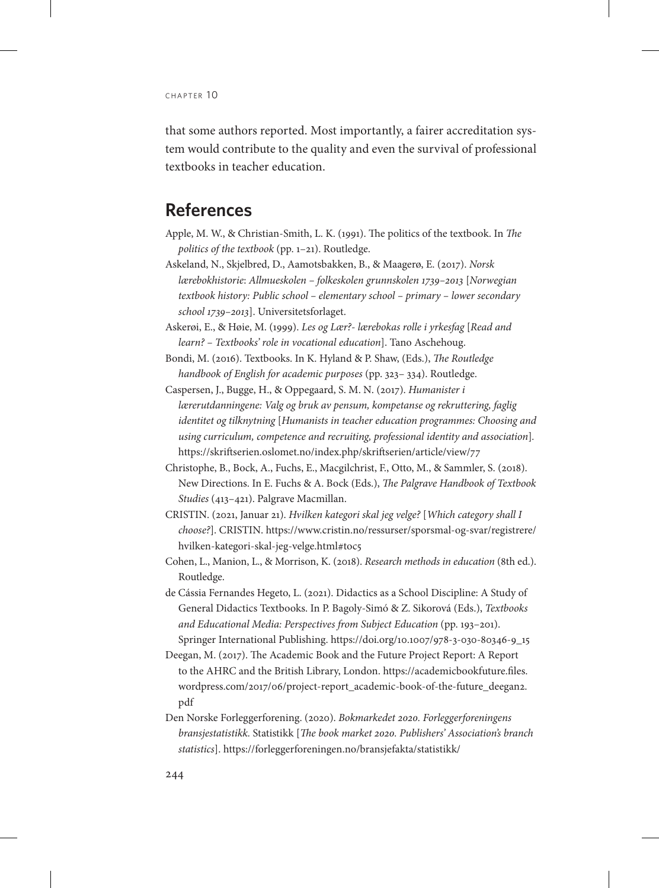that some authors reported. Most importantly, a fairer accreditation system would contribute to the quality and even the survival of professional textbooks in teacher education.

## References

Apple, M. W., & Christian-Smith, L. K. (1991). The politics of the textbook. In *The politics of the textbook* (pp. 1–21). Routledge.

Askeland, N., Skjelbred, D., Aamotsbakken, B., & Maagerø, E. (2017). *Norsk lærebokhistorie: Allmueskolen – folkeskolen grunnskolen 1739–2013* [*Norwegian textbook history: Public school – elementary school – primary – lower secondary school 1739–2013*]. Universitetsforlaget.

Askerøi, E., & Høie, M. (1999). *Les og Lær?- lærebokas rolle i yrkesfag* [*Read and learn? – Textbooks' role in vocational education*]. Tano Aschehoug.

Bondi, M. (2016). Textbooks. In K. Hyland & P. Shaw, (Eds.), *The Routledge handbook of English for academic purposes* (pp. 323– 334). Routledge.

Caspersen, J., Bugge, H., & Oppegaard, S. M. N. (2017). *Humanister i lærerutdanningene: Valg og bruk av pensum, kompetanse og rekruttering, faglig identitet og tilknytning* [*Humanists in teacher education programmes: Choosing and using curriculum, competence and recruiting, professional identity and association*]. https://skriftserien.oslomet.no/index.php/skriftserien/article/view/77

Christophe, B., Bock, A., Fuchs, E., Macgilchrist, F., Otto, M., & Sammler, S. (2018). New Directions. In E. Fuchs & A. Bock (Eds.), *The Palgrave Handbook of Textbook Studies* (413–421). Palgrave Macmillan.

CRISTIN. (2021, Januar 21). *Hvilken kategori skal jeg velge?* [*Which category shall I choose?*]. CRISTIN. https://www.cristin.no/ressurser/sporsmal-og-svar/registrere/hvilken-kategori-skal-jeg-velge.html#toc5

Cohen, L., Manion, L., & Morrison, K. (2018). *Research methods in education* (8th ed.). Routledge.

de Cássia Fernandes Hegeto, L. (2021). Didactics as a School Discipline: A Study of General Didactics Textbooks. In P. Bagoly-Simó & Z. Sikorová (Eds.), *Textbooks and Educational Media: Perspectives from Subject Education* (pp. 193–201). Springer International Publishing. https://doi.org/10.1007/978-3-030-80346-9_15

Deegan, M. (2017). The Academic Book and the Future Project Report: A Report to the AHRC and the British Library, London. https://academicbookfuture.files.wordpress.com/2017/06/project-report_academic-book-of-the-future_deegan2.pdf

Den Norske Forleggerforening. (2020). *Bokmarkedet 2020. Forleggerforeningens bransjestatistikk.* Statistikk [*The book market 2020. Publishers' Association's branch statistics*]. https://forleggerforeningen.no/bransjefakta/statistikk/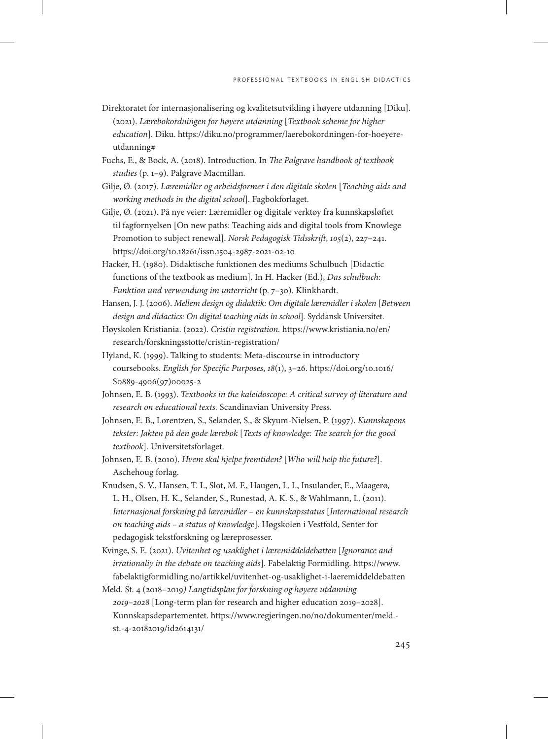Direktoratet for internasjonalisering og kvalitetsutvikling i høyere utdanning [Diku]. (2021). *Lærebokordningen for høyere utdanning* [*Textbook scheme for higher education*]. Diku. https://diku.no/programmer/laerebokordningen-for-hoeyere-utdanning#

Fuchs, E., & Bock, A. (2018). Introduction. In *The Palgrave handbook of textbook studies* (p. 1–9). Palgrave Macmillan.

Gilje, Ø. (2017). *Læremidler og arbeidsformer i den digitale skolen* [*Teaching aids and working methods in the digital school*]. Fagbokforlaget.

Gilje, Ø. (2021). På nye veier: Læremidler og digitale verktøy fra kunnskapsløftet til fagfornyelsen [On new paths: Teaching aids and digital tools from Knowlege Promotion to subject renewal]. *Norsk Pedagogisk Tidsskrift*, *105*(2), 227–241. https://doi.org/10.18261/issn.1504-2987-2021-02-10

Hacker, H. (1980). Didaktische funktionen des mediums Schulbuch [Didactic functions of the textbook as medium]. In H. Hacker (Ed.), *Das schulbuch: Funktion und verwendung im unterricht* (p. 7–30). Klinkhardt.

Hansen, J. J. (2006). *Mellem design og didaktik: Om digitale læremidler i skolen* [*Between design and didactics: On digital teaching aids in school*]. Syddansk Universitet.

Høyskolen Kristiania. (2022). *Cristin registration*. https://www.kristiania.no/en/research/forskningsstotte/cristin-registration/

Hyland, K. (1999). Talking to students: Meta-discourse in introductory coursebooks. *English for Specific Purposes*, *18*(1), 3–26. https://doi.org/10.1016/S0889-4906(97)00025-2

Johnsen, E. B. (1993). *Textbooks in the kaleidoscope: A critical survey of literature and research on educational texts.* Scandinavian University Press.

Johnsen, E. B., Lorentzen, S., Selander, S., & Skyum-Nielsen, P. (1997). *Kunnskapens tekster: Jakten på den gode lærebok* [*Texts of knowledge: The search for the good textbook*]. Universitetsforlaget.

Johnsen, E. B. (2010). *Hvem skal hjelpe fremtiden?* [*Who will help the future?*]. Aschehoug forlag.

Knudsen, S. V., Hansen, T. I., Slot, M. F., Haugen, L. I., Insulander, E., Maagerø, L. H., Olsen, H. K., Selander, S., Runestad, A. K. S., & Wahlmann, L. (2011). *Internasjonal forskning på læremidler – en kunnskapsstatus* [*International research on teaching aids – a status of knowledge*]. Høgskolen i Vestfold, Senter for pedagogisk tekstforskning og læreprosesser.

Kvinge, S. E. (2021). *Uvitenhet og usaklighet i læremiddeldebatten* [*Ignorance and irrationaliy in the debate on teaching aids*]. Fabelaktig Formidling. https://www.fabelaktigformidling.no/artikkel/uvitenhet-og-usaklighet-i-laeremiddeldebatten

Meld. St. 4 (2018–2019*) Langtidsplan for forskning og høyere utdanning 2019–2028* [Long-term plan for research and higher education 2019–2028]. Kunnskapsdepartementet. https://www.regjeringen.no/no/dokumenter/meld.-st.-4-20182019/id2614131/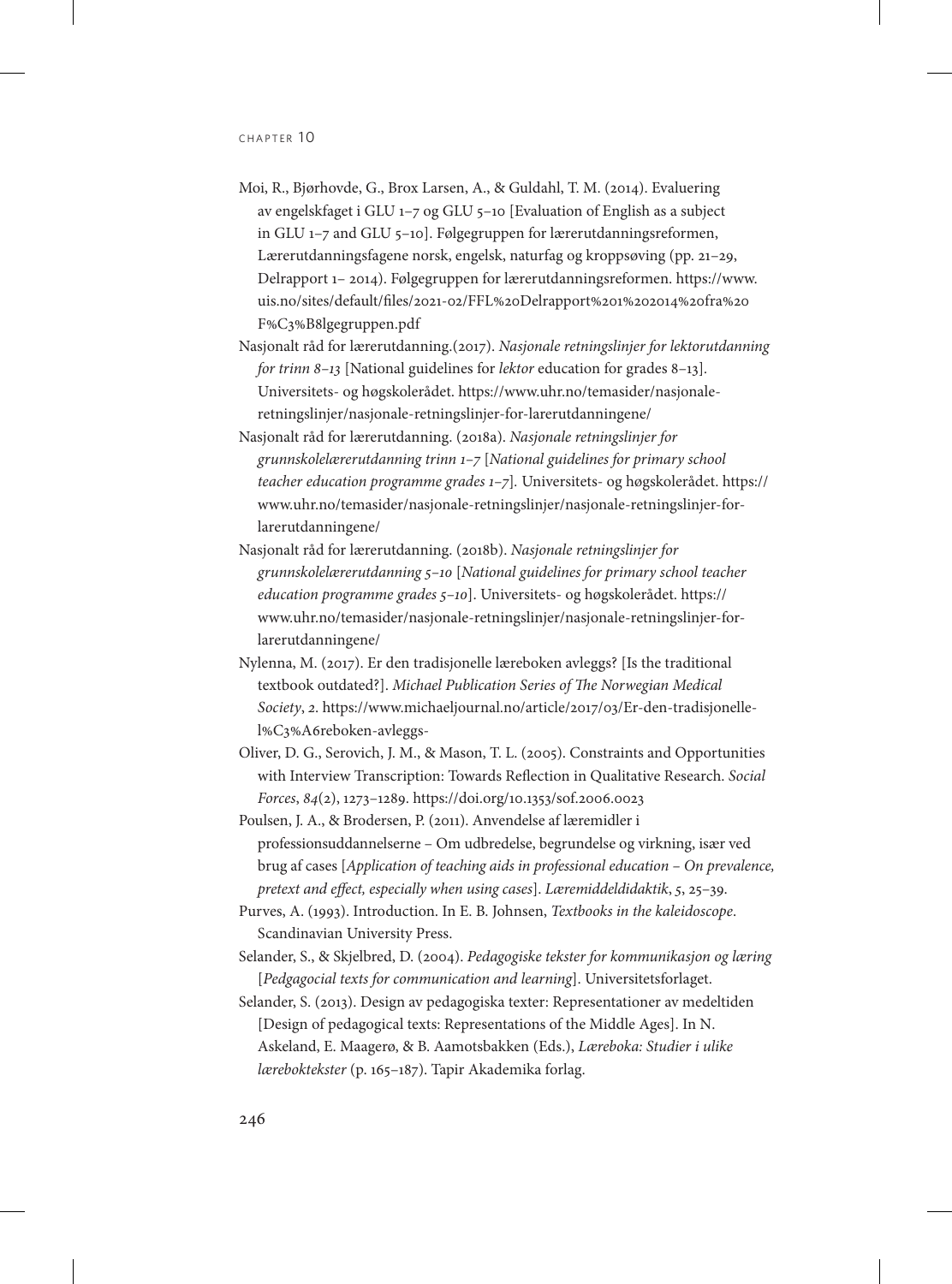Moi, R., Bjørhovde, G., Brox Larsen, A., & Guldahl, T. M. (2014). Evaluering av engelskfaget i GLU 1–7 og GLU 5–10 [Evaluation of English as a subject in GLU 1–7 and GLU 5–10]. Følgegruppen for lærerutdanningsreformen, Lærerutdanningsfagene norsk, engelsk, naturfag og kroppsøving (pp. 21–29, Delrapport 1– 2014). Følgegruppen for lærerutdanningsreformen. https://www.uis.no/sites/default/files/2021-02/FFL%20Delrapport%201%202014%20fra%20F%C3%B8lgegruppen.pdf

Nasjonalt råd for lærerutdanning.(2017). *Nasjonale retningslinjer for lektorutdanning for trinn 8–13* [National guidelines for *lektor* education for grades 8–13]. Universitets- og høgskolerådet. https://www.uhr.no/temasider/nasjonale-retningslinjer/nasjonale-retningslinjer-for-larerutdanningene/

Nasjonalt råd for lærerutdanning. (2018a). *Nasjonale retningslinjer for grunnskolelærerutdanning trinn 1–7* [*National guidelines for primary school teacher education programme grades 1–7*]. Universitets- og høgskolerådet. https://www.uhr.no/temasider/nasjonale-retningslinjer/nasjonale-retningslinjer-for-larerutdanningene/

Nasjonalt råd for lærerutdanning. (2018b). *Nasjonale retningslinjer for grunnskolelærerutdanning 5–10* [*National guidelines for primary school teacher education programme grades 5–10*]. Universitets- og høgskolerådet. https://www.uhr.no/temasider/nasjonale-retningslinjer/nasjonale-retningslinjer-for-larerutdanningene/

Nylenna, M. (2017). Er den tradisjonelle læreboken avleggs? [Is the traditional textbook outdated?]. *Michael Publication Series of The Norwegian Medical Society*, *2*. https://www.michaeljournal.no/article/2017/03/Er-den-tradisjonelle-l%C3%A6reboken-avleggs-

Oliver, D. G., Serovich, J. M., & Mason, T. L. (2005). Constraints and Opportunities with Interview Transcription: Towards Reflection in Qualitative Research. *Social Forces*, *84*(2), 1273–1289. https://doi.org/10.1353/sof.2006.0023

Poulsen, J. A., & Brodersen, P. (2011). Anvendelse af læremidler i professionsuddannelserne – Om udbredelse, begrundelse og virkning, især ved brug af cases [*Application of teaching aids in professional education – On prevalence, pretext and effect, especially when using cases*]. *Læremiddeldidaktik*, *5*, 25–39.

Purves, A. (1993). Introduction. In E. B. Johnsen, *Textbooks in the kaleidoscope*. Scandinavian University Press.

Selander, S., & Skjelbred, D. (2004). *Pedagogiske tekster for kommunikasjon og læring* [*Pedgagocial texts for communication and learning*]. Universitetsforlaget.

Selander, S. (2013). Design av pedagogiska texter: Representationer av medeltiden [Design of pedagogical texts: Representations of the Middle Ages]. In N. Askeland, E. Maagerø, & B. Aamotsbakken (Eds.), *Læreboka: Studier i ulike læreboktekster* (p. 165–187). Tapir Akademika forlag.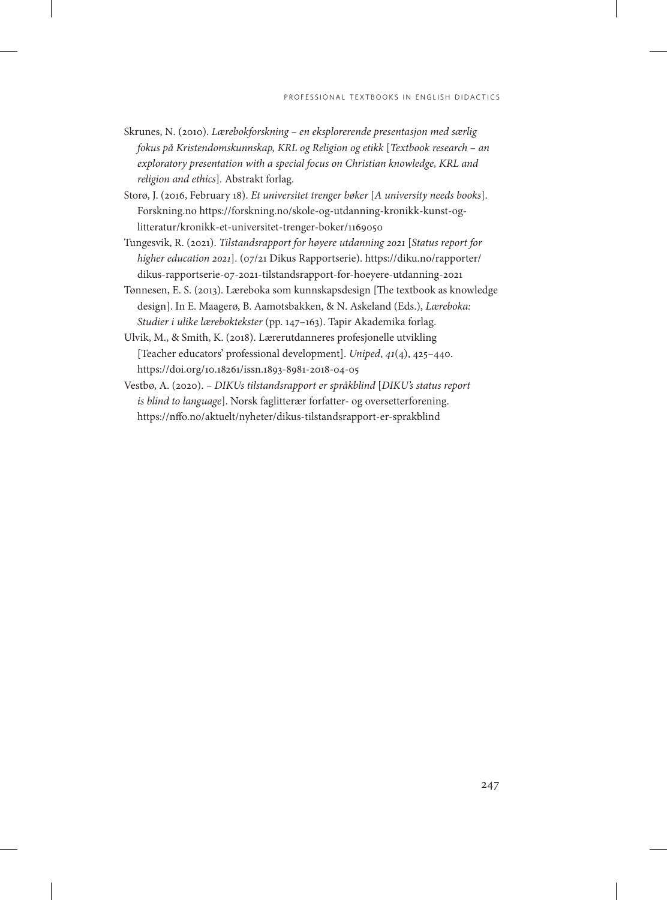Skrunes, N. (2010). *Lærebokforskning – en eksplorerende presentasjon med særlig fokus på Kristendomskunnskap, KRL og Religion og etikk* [*Textbook research – an exploratory presentation with a special focus on Christian knowledge, KRL and religion and ethics*]. Abstrakt forlag.

Storø, J. (2016, February 18). *Et universitet trenger bøker* [*A university needs books*]. Forskning.no https://forskning.no/skole-og-utdanning-kronikk-kunst-og-litteratur/kronikk-et-universitet-trenger-boker/1169050

Tungesvik, R. (2021). *Tilstandsrapport for høyere utdanning 2021* [*Status report for higher education 2021*]. (07/21 Dikus Rapportserie). https://diku.no/rapporter/dikus-rapportserie-07-2021-tilstandsrapport-for-hoeyere-utdanning-2021

Tønnesen, E. S. (2013). Læreboka som kunnskapsdesign [The textbook as knowledge design]. In E. Maagerø, B. Aamotsbakken, & N. Askeland (Eds.), *Læreboka: Studier i ulike lærebokteksker* (pp. 147–163). Tapir Akademika forlag.

Ulvik, M., & Smith, K. (2018). Lærerutdanneres profesjonelle utvikling [Teacher educators' professional development]. *Uniped*, *41*(4), 425–440. https://doi.org/10.18261/issn.1893-8981-2018-04-05

Vestbø, A. (2020). – *DIKUs tilstandsrapport er språkblind* [*DIKU's status report is blind to language*]. Norsk faglitterær forfatter- og oversetterforening. https://nffo.no/aktuelt/nyheter/dikus-tilstandsrapport-er-sprakblind